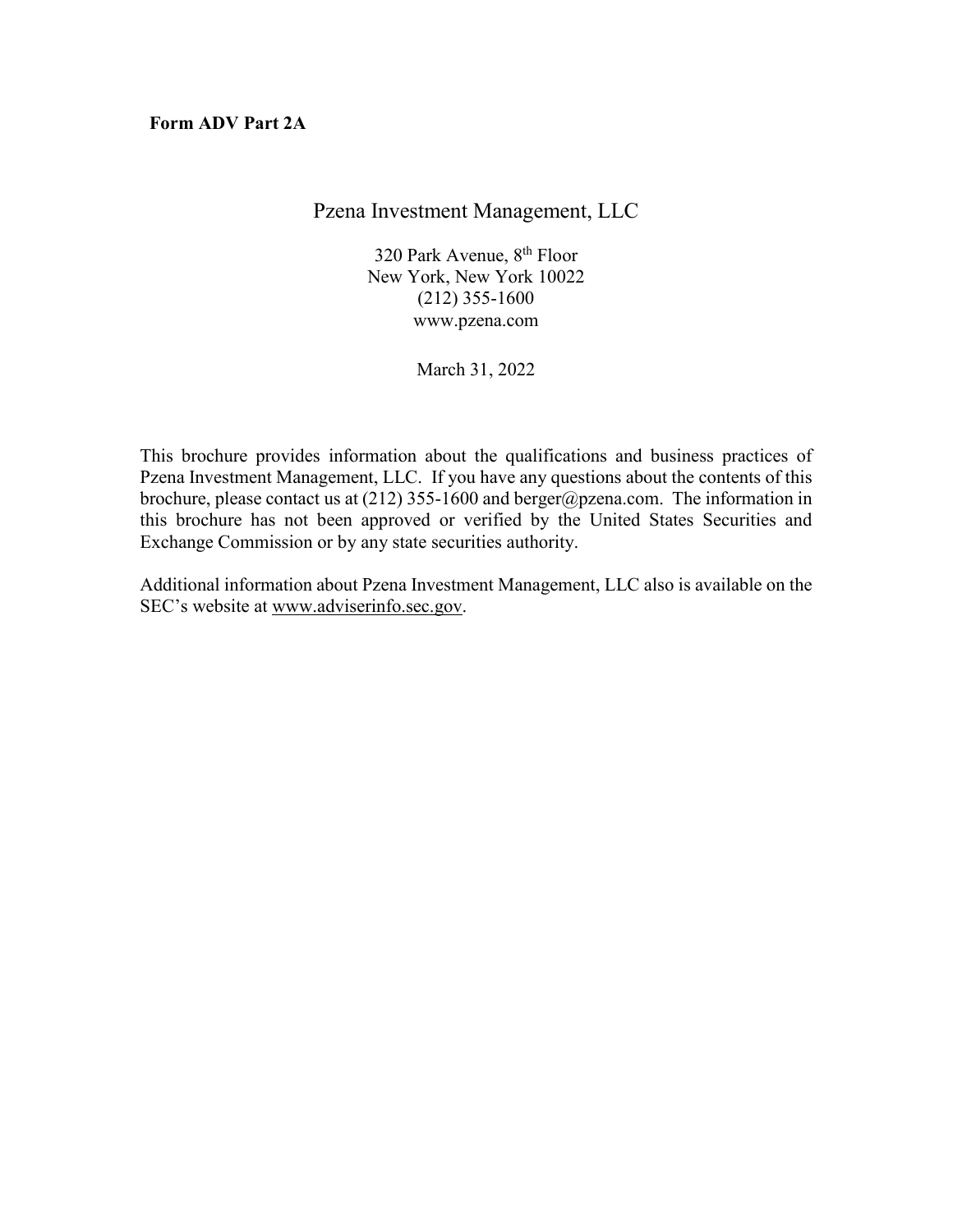**Form ADV Part 2A**

# Pzena Investment Management, LLC

320 Park Avenue, 8th Floor
New York, New York 10022
(212) 355-1600
www.pzena.com

March 31, 2022

This brochure provides information about the qualifications and business practices of Pzena Investment Management, LLC. If you have any questions about the contents of this brochure, please contact us at (212) 355-1600 and berger@pzena.com. The information in this brochure has not been approved or verified by the United States Securities and Exchange Commission or by any state securities authority.

Additional information about Pzena Investment Management, LLC also is available on the SEC's website at www.adviserinfo.sec.gov.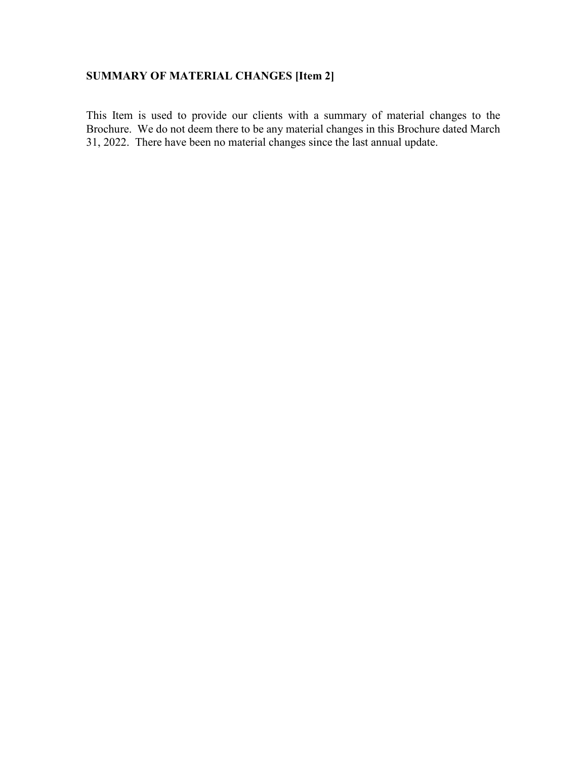## SUMMARY OF MATERIAL CHANGES [Item 2]

This Item is used to provide our clients with a summary of material changes to the Brochure. We do not deem there to be any material changes in this Brochure dated March 31, 2022. There have been no material changes since the last annual update.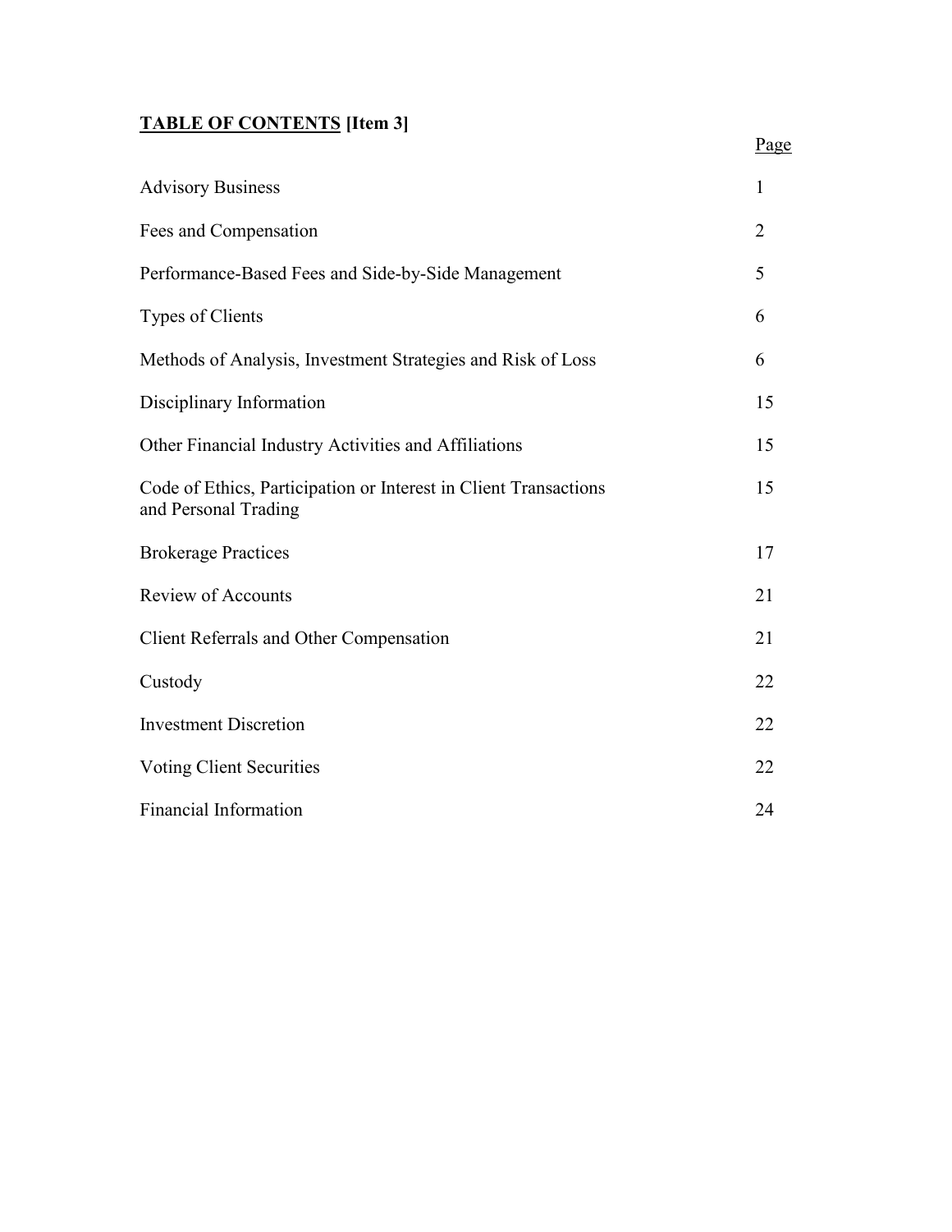## **TABLE OF CONTENTS [Item 3]**

| | Page |
|---|---|
| Advisory Business | 1 |
| Fees and Compensation | 2 |
| Performance-Based Fees and Side-by-Side Management | 5 |
| Types of Clients | 6 |
| Methods of Analysis, Investment Strategies and Risk of Loss | 6 |
| Disciplinary Information | 15 |
| Other Financial Industry Activities and Affiliations | 15 |
| Code of Ethics, Participation or Interest in Client Transactions and Personal Trading | 15 |
| Brokerage Practices | 17 |
| Review of Accounts | 21 |
| Client Referrals and Other Compensation | 21 |
| Custody | 22 |
| Investment Discretion | 22 |
| Voting Client Securities | 22 |
| Financial Information | 24 |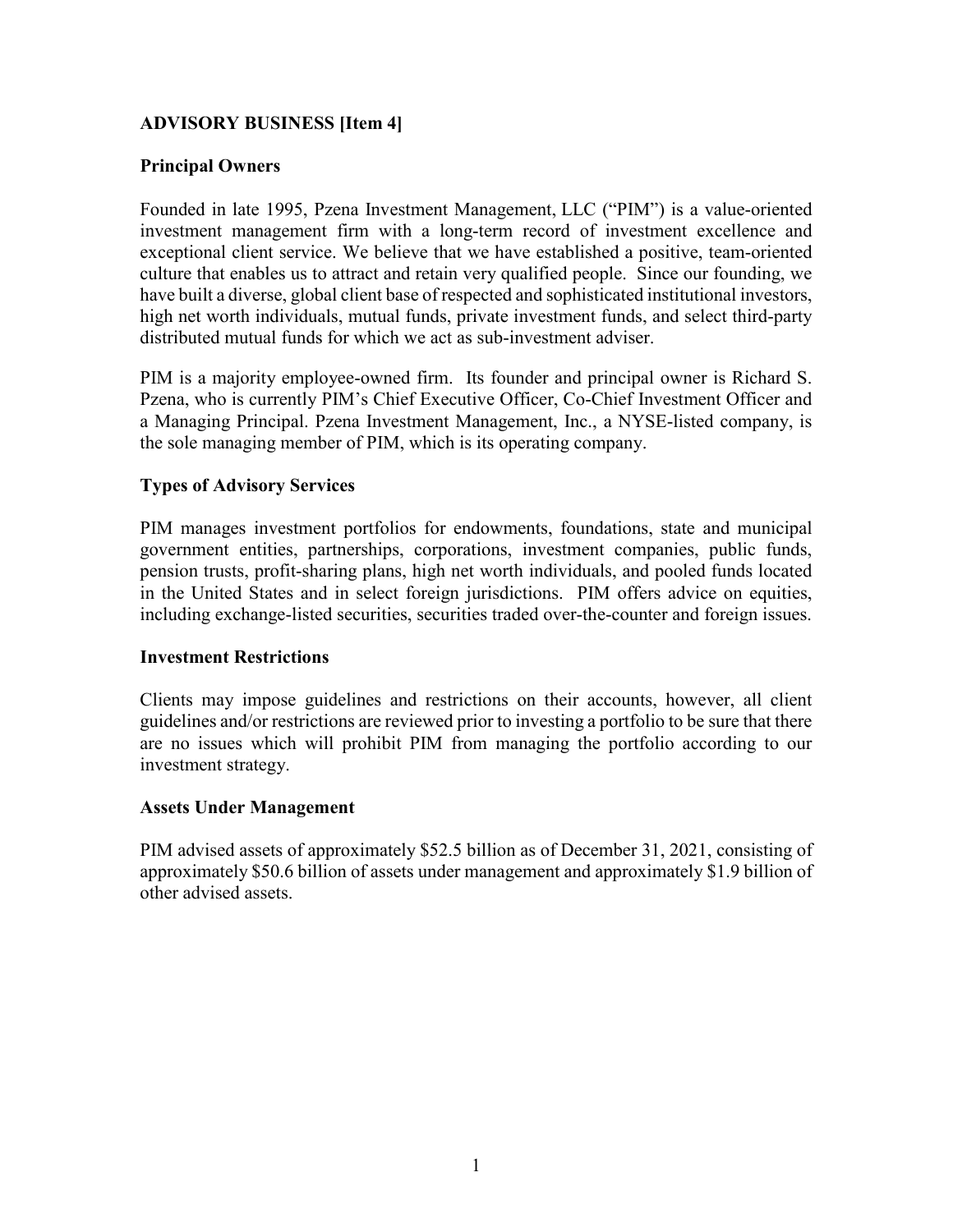## ADVISORY BUSINESS [Item 4]

### Principal Owners

Founded in late 1995, Pzena Investment Management, LLC ("PIM") is a value-oriented investment management firm with a long-term record of investment excellence and exceptional client service. We believe that we have established a positive, team-oriented culture that enables us to attract and retain very qualified people. Since our founding, we have built a diverse, global client base of respected and sophisticated institutional investors, high net worth individuals, mutual funds, private investment funds, and select third-party distributed mutual funds for which we act as sub-investment adviser.

PIM is a majority employee-owned firm. Its founder and principal owner is Richard S. Pzena, who is currently PIM's Chief Executive Officer, Co-Chief Investment Officer and a Managing Principal. Pzena Investment Management, Inc., a NYSE-listed company, is the sole managing member of PIM, which is its operating company.

### Types of Advisory Services

PIM manages investment portfolios for endowments, foundations, state and municipal government entities, partnerships, corporations, investment companies, public funds, pension trusts, profit-sharing plans, high net worth individuals, and pooled funds located in the United States and in select foreign jurisdictions. PIM offers advice on equities, including exchange-listed securities, securities traded over-the-counter and foreign issues.

### Investment Restrictions

Clients may impose guidelines and restrictions on their accounts, however, all client guidelines and/or restrictions are reviewed prior to investing a portfolio to be sure that there are no issues which will prohibit PIM from managing the portfolio according to our investment strategy.

### Assets Under Management

PIM advised assets of approximately $52.5 billion as of December 31, 2021, consisting of approximately $50.6 billion of assets under management and approximately $1.9 billion of other advised assets.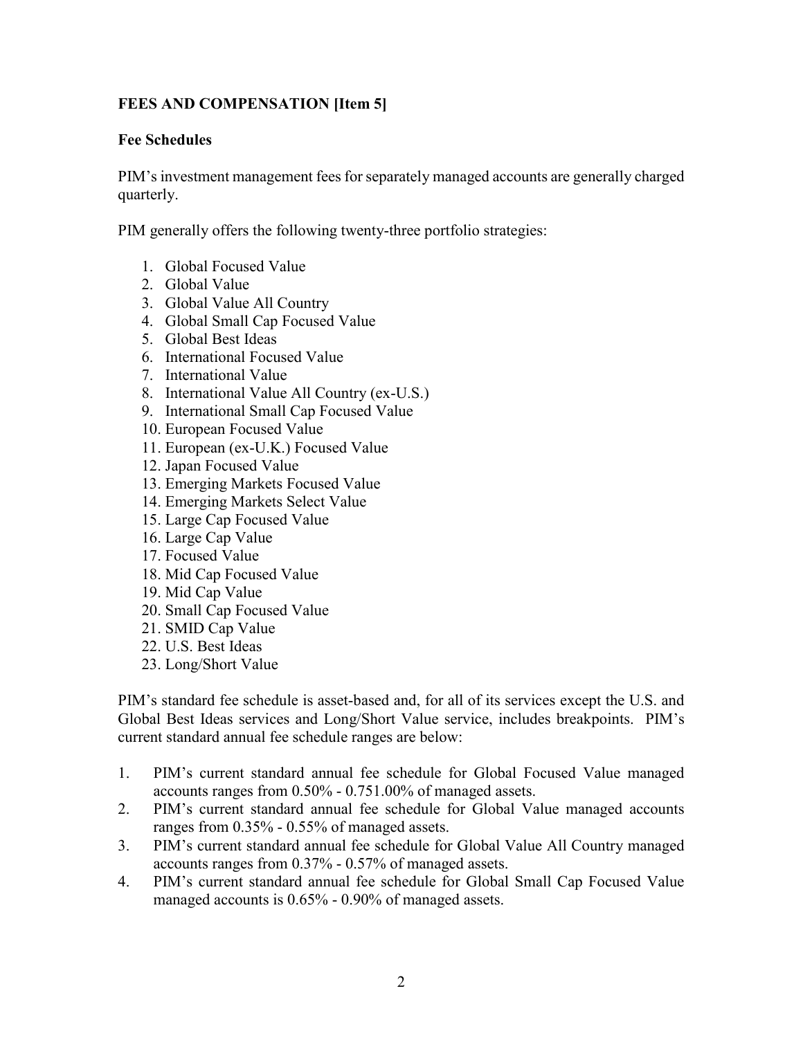## FEES AND COMPENSATION [Item 5]

### Fee Schedules

PIM's investment management fees for separately managed accounts are generally charged quarterly.

PIM generally offers the following twenty-three portfolio strategies:

1. Global Focused Value
2. Global Value
3. Global Value All Country
4. Global Small Cap Focused Value
5. Global Best Ideas
6. International Focused Value
7. International Value
8. International Value All Country (ex-U.S.)
9. International Small Cap Focused Value
10. European Focused Value
11. European (ex-U.K.) Focused Value
12. Japan Focused Value
13. Emerging Markets Focused Value
14. Emerging Markets Select Value
15. Large Cap Focused Value
16. Large Cap Value
17. Focused Value
18. Mid Cap Focused Value
19. Mid Cap Value
20. Small Cap Focused Value
21. SMID Cap Value
22. U.S. Best Ideas
23. Long/Short Value

PIM's standard fee schedule is asset-based and, for all of its services except the U.S. and Global Best Ideas services and Long/Short Value service, includes breakpoints. PIM's current standard annual fee schedule ranges are below:

1. PIM's current standard annual fee schedule for Global Focused Value managed accounts ranges from 0.50% - 0.751.00% of managed assets.
2. PIM's current standard annual fee schedule for Global Value managed accounts ranges from 0.35% - 0.55% of managed assets.
3. PIM's current standard annual fee schedule for Global Value All Country managed accounts ranges from 0.37% - 0.57% of managed assets.
4. PIM's current standard annual fee schedule for Global Small Cap Focused Value managed accounts is 0.65% - 0.90% of managed assets.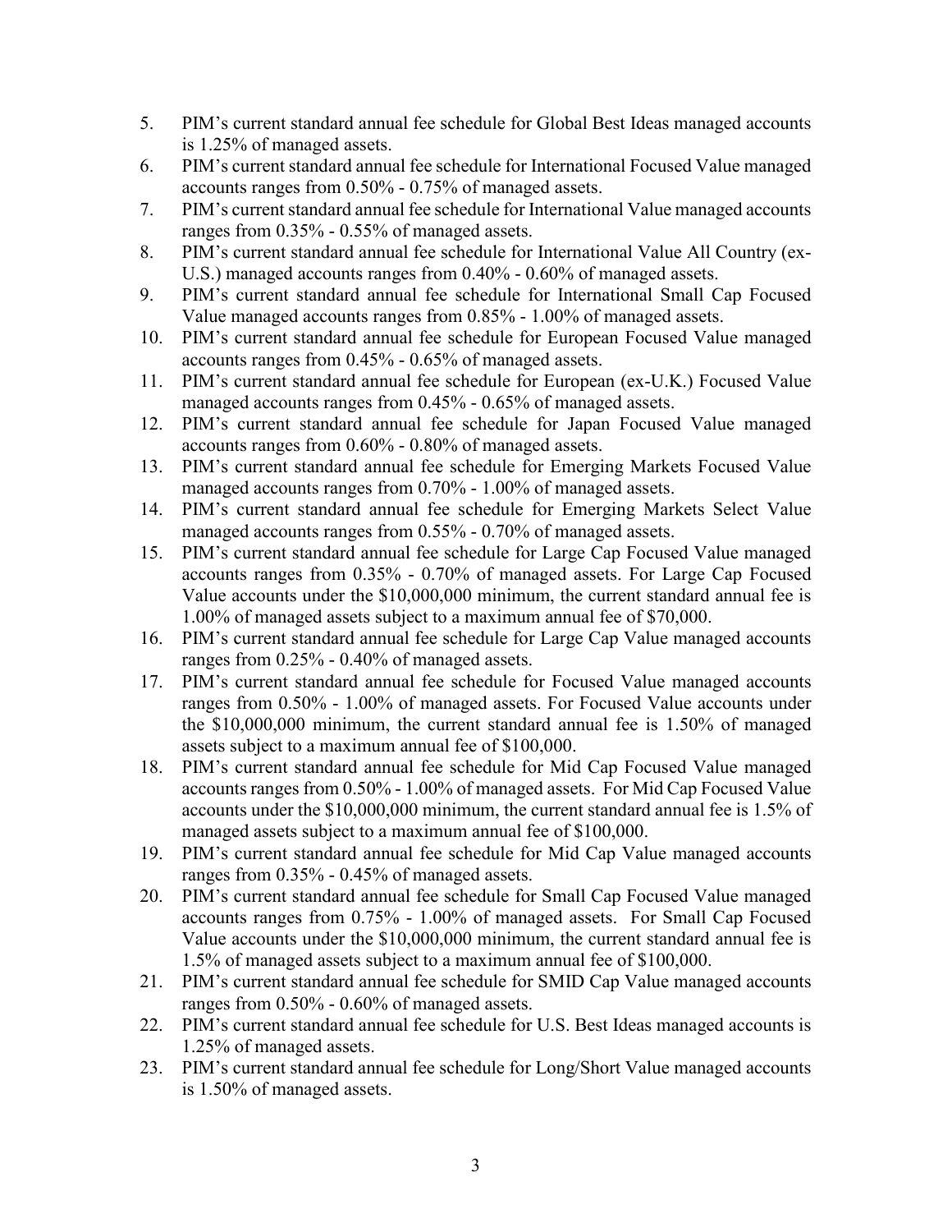5. PIM's current standard annual fee schedule for Global Best Ideas managed accounts is 1.25% of managed assets.
6. PIM's current standard annual fee schedule for International Focused Value managed accounts ranges from 0.50% - 0.75% of managed assets.
7. PIM's current standard annual fee schedule for International Value managed accounts ranges from 0.35% - 0.55% of managed assets.
8. PIM's current standard annual fee schedule for International Value All Country (ex-U.S.) managed accounts ranges from 0.40% - 0.60% of managed assets.
9. PIM's current standard annual fee schedule for International Small Cap Focused Value managed accounts ranges from 0.85% - 1.00% of managed assets.
10. PIM's current standard annual fee schedule for European Focused Value managed accounts ranges from 0.45% - 0.65% of managed assets.
11. PIM's current standard annual fee schedule for European (ex-U.K.) Focused Value managed accounts ranges from 0.45% - 0.65% of managed assets.
12. PIM's current standard annual fee schedule for Japan Focused Value managed accounts ranges from 0.60% - 0.80% of managed assets.
13. PIM's current standard annual fee schedule for Emerging Markets Focused Value managed accounts ranges from 0.70% - 1.00% of managed assets.
14. PIM's current standard annual fee schedule for Emerging Markets Select Value managed accounts ranges from 0.55% - 0.70% of managed assets.
15. PIM's current standard annual fee schedule for Large Cap Focused Value managed accounts ranges from 0.35% - 0.70% of managed assets. For Large Cap Focused Value accounts under the $10,000,000 minimum, the current standard annual fee is 1.00% of managed assets subject to a maximum annual fee of $70,000.
16. PIM's current standard annual fee schedule for Large Cap Value managed accounts ranges from 0.25% - 0.40% of managed assets.
17. PIM's current standard annual fee schedule for Focused Value managed accounts ranges from 0.50% - 1.00% of managed assets. For Focused Value accounts under the $10,000,000 minimum, the current standard annual fee is 1.50% of managed assets subject to a maximum annual fee of $100,000.
18. PIM's current standard annual fee schedule for Mid Cap Focused Value managed accounts ranges from 0.50% - 1.00% of managed assets. For Mid Cap Focused Value accounts under the $10,000,000 minimum, the current standard annual fee is 1.5% of managed assets subject to a maximum annual fee of $100,000.
19. PIM's current standard annual fee schedule for Mid Cap Value managed accounts ranges from 0.35% - 0.45% of managed assets.
20. PIM's current standard annual fee schedule for Small Cap Focused Value managed accounts ranges from 0.75% - 1.00% of managed assets. For Small Cap Focused Value accounts under the $10,000,000 minimum, the current standard annual fee is 1.5% of managed assets subject to a maximum annual fee of $100,000.
21. PIM's current standard annual fee schedule for SMID Cap Value managed accounts ranges from 0.50% - 0.60% of managed assets.
22. PIM's current standard annual fee schedule for U.S. Best Ideas managed accounts is 1.25% of managed assets.
23. PIM's current standard annual fee schedule for Long/Short Value managed accounts is 1.50% of managed assets.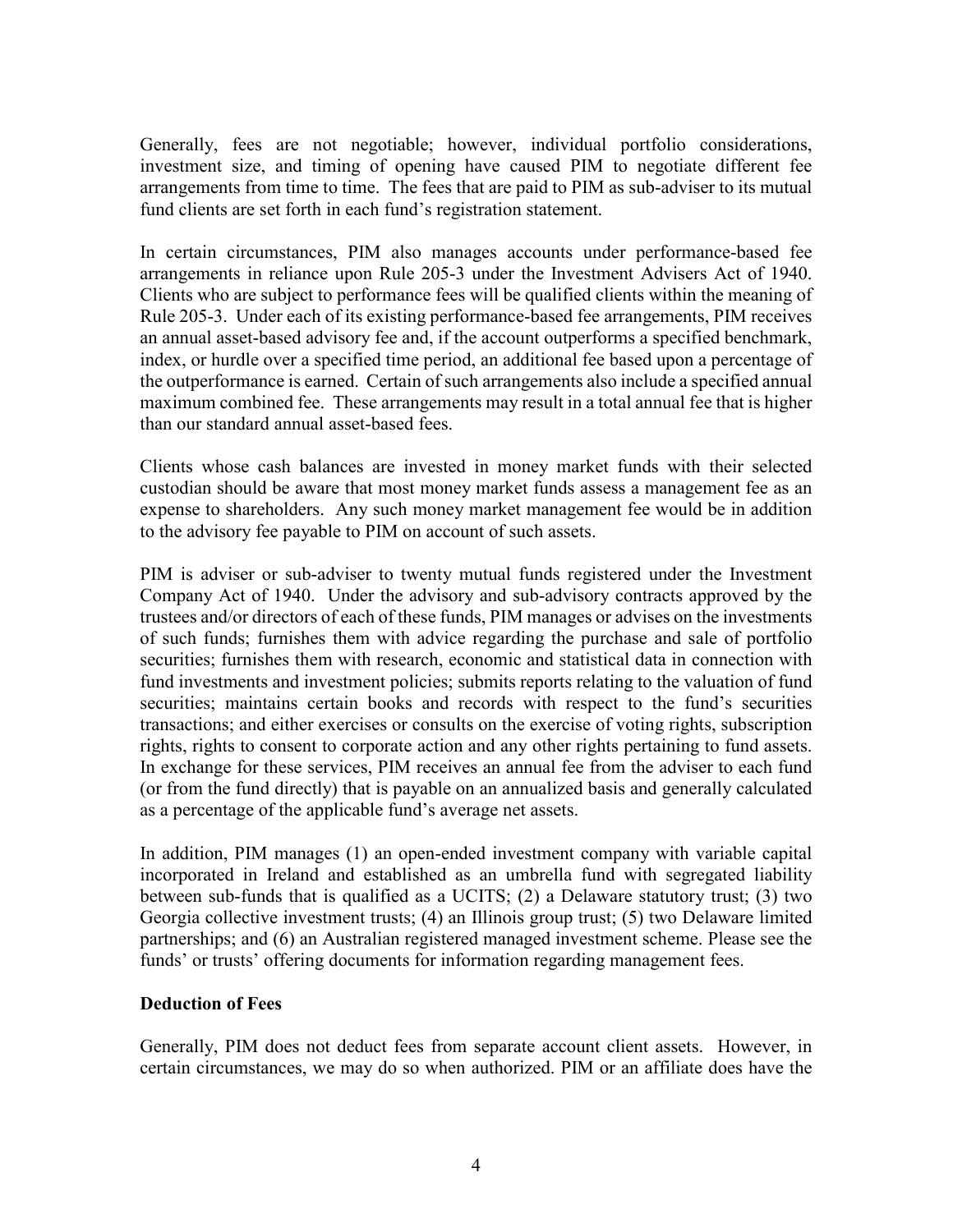Generally, fees are not negotiable; however, individual portfolio considerations, investment size, and timing of opening have caused PIM to negotiate different fee arrangements from time to time. The fees that are paid to PIM as sub-adviser to its mutual fund clients are set forth in each fund's registration statement.

In certain circumstances, PIM also manages accounts under performance-based fee arrangements in reliance upon Rule 205-3 under the Investment Advisers Act of 1940. Clients who are subject to performance fees will be qualified clients within the meaning of Rule 205-3. Under each of its existing performance-based fee arrangements, PIM receives an annual asset-based advisory fee and, if the account outperforms a specified benchmark, index, or hurdle over a specified time period, an additional fee based upon a percentage of the outperformance is earned. Certain of such arrangements also include a specified annual maximum combined fee. These arrangements may result in a total annual fee that is higher than our standard annual asset-based fees.

Clients whose cash balances are invested in money market funds with their selected custodian should be aware that most money market funds assess a management fee as an expense to shareholders. Any such money market management fee would be in addition to the advisory fee payable to PIM on account of such assets.

PIM is adviser or sub-adviser to twenty mutual funds registered under the Investment Company Act of 1940. Under the advisory and sub-advisory contracts approved by the trustees and/or directors of each of these funds, PIM manages or advises on the investments of such funds; furnishes them with advice regarding the purchase and sale of portfolio securities; furnishes them with research, economic and statistical data in connection with fund investments and investment policies; submits reports relating to the valuation of fund securities; maintains certain books and records with respect to the fund's securities transactions; and either exercises or consults on the exercise of voting rights, subscription rights, rights to consent to corporate action and any other rights pertaining to fund assets. In exchange for these services, PIM receives an annual fee from the adviser to each fund (or from the fund directly) that is payable on an annualized basis and generally calculated as a percentage of the applicable fund's average net assets.

In addition, PIM manages (1) an open-ended investment company with variable capital incorporated in Ireland and established as an umbrella fund with segregated liability between sub-funds that is qualified as a UCITS; (2) a Delaware statutory trust; (3) two Georgia collective investment trusts; (4) an Illinois group trust; (5) two Delaware limited partnerships; and (6) an Australian registered managed investment scheme. Please see the funds' or trusts' offering documents for information regarding management fees.

**Deduction of Fees**

Generally, PIM does not deduct fees from separate account client assets. However, in certain circumstances, we may do so when authorized. PIM or an affiliate does have the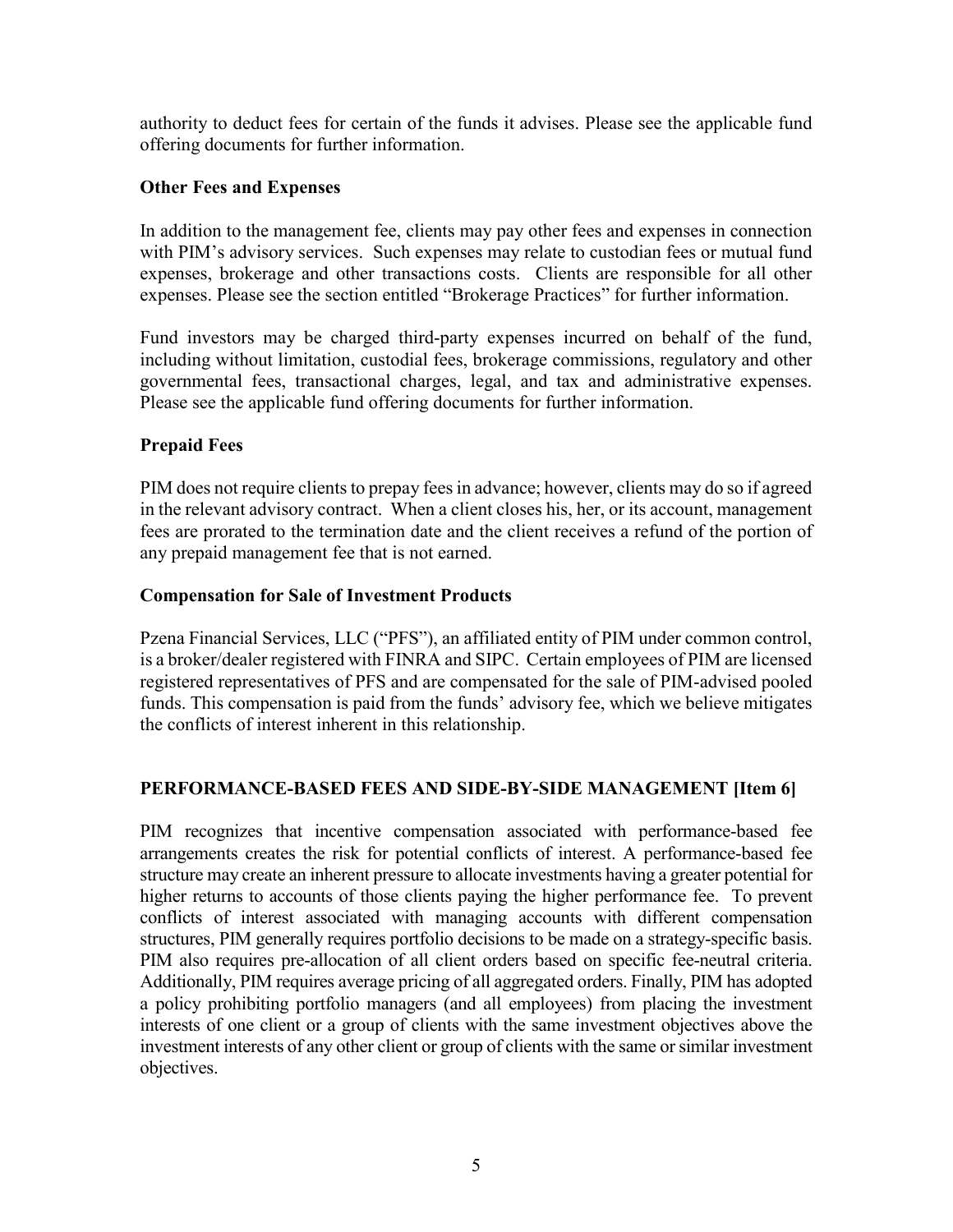authority to deduct fees for certain of the funds it advises. Please see the applicable fund offering documents for further information.

### Other Fees and Expenses

In addition to the management fee, clients may pay other fees and expenses in connection with PIM's advisory services. Such expenses may relate to custodian fees or mutual fund expenses, brokerage and other transactions costs. Clients are responsible for all other expenses. Please see the section entitled "Brokerage Practices" for further information.

Fund investors may be charged third-party expenses incurred on behalf of the fund, including without limitation, custodial fees, brokerage commissions, regulatory and other governmental fees, transactional charges, legal, and tax and administrative expenses. Please see the applicable fund offering documents for further information.

### Prepaid Fees

PIM does not require clients to prepay fees in advance; however, clients may do so if agreed in the relevant advisory contract. When a client closes his, her, or its account, management fees are prorated to the termination date and the client receives a refund of the portion of any prepaid management fee that is not earned.

### Compensation for Sale of Investment Products

Pzena Financial Services, LLC ("PFS"), an affiliated entity of PIM under common control, is a broker/dealer registered with FINRA and SIPC. Certain employees of PIM are licensed registered representatives of PFS and are compensated for the sale of PIM-advised pooled funds. This compensation is paid from the funds' advisory fee, which we believe mitigates the conflicts of interest inherent in this relationship.

## PERFORMANCE-BASED FEES AND SIDE-BY-SIDE MANAGEMENT [Item 6]

PIM recognizes that incentive compensation associated with performance-based fee arrangements creates the risk for potential conflicts of interest. A performance-based fee structure may create an inherent pressure to allocate investments having a greater potential for higher returns to accounts of those clients paying the higher performance fee. To prevent conflicts of interest associated with managing accounts with different compensation structures, PIM generally requires portfolio decisions to be made on a strategy-specific basis. PIM also requires pre-allocation of all client orders based on specific fee-neutral criteria. Additionally, PIM requires average pricing of all aggregated orders. Finally, PIM has adopted a policy prohibiting portfolio managers (and all employees) from placing the investment interests of one client or a group of clients with the same investment objectives above the investment interests of any other client or group of clients with the same or similar investment objectives.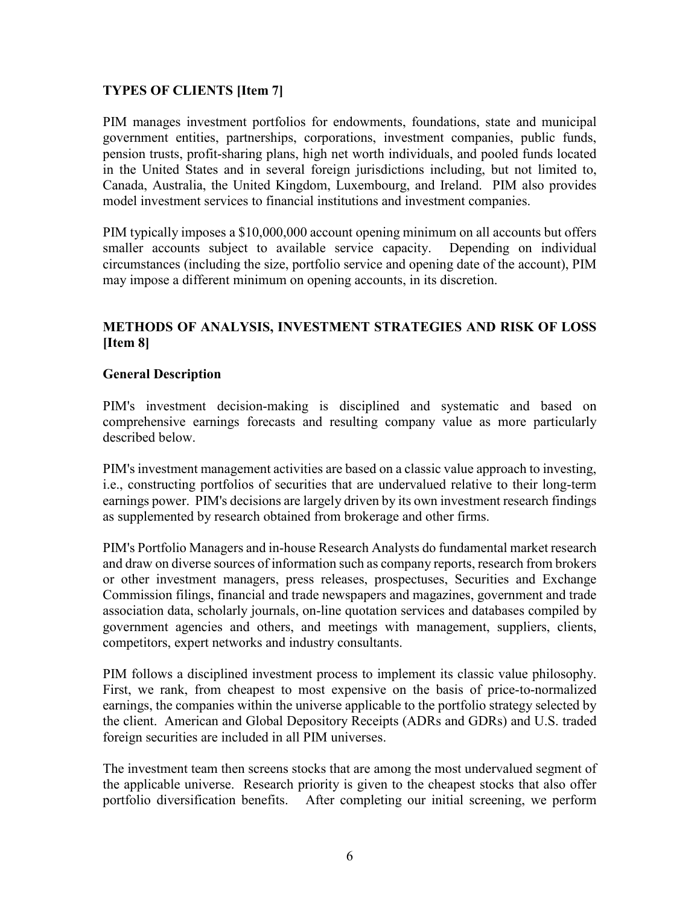## TYPES OF CLIENTS [Item 7]

PIM manages investment portfolios for endowments, foundations, state and municipal government entities, partnerships, corporations, investment companies, public funds, pension trusts, profit-sharing plans, high net worth individuals, and pooled funds located in the United States and in several foreign jurisdictions including, but not limited to, Canada, Australia, the United Kingdom, Luxembourg, and Ireland. PIM also provides model investment services to financial institutions and investment companies.

PIM typically imposes a $10,000,000 account opening minimum on all accounts but offers smaller accounts subject to available service capacity. Depending on individual circumstances (including the size, portfolio service and opening date of the account), PIM may impose a different minimum on opening accounts, in its discretion.

## METHODS OF ANALYSIS, INVESTMENT STRATEGIES AND RISK OF LOSS [Item 8]

### General Description

PIM's investment decision-making is disciplined and systematic and based on comprehensive earnings forecasts and resulting company value as more particularly described below.

PIM's investment management activities are based on a classic value approach to investing, i.e., constructing portfolios of securities that are undervalued relative to their long-term earnings power. PIM's decisions are largely driven by its own investment research findings as supplemented by research obtained from brokerage and other firms.

PIM's Portfolio Managers and in-house Research Analysts do fundamental market research and draw on diverse sources of information such as company reports, research from brokers or other investment managers, press releases, prospectuses, Securities and Exchange Commission filings, financial and trade newspapers and magazines, government and trade association data, scholarly journals, on-line quotation services and databases compiled by government agencies and others, and meetings with management, suppliers, clients, competitors, expert networks and industry consultants.

PIM follows a disciplined investment process to implement its classic value philosophy. First, we rank, from cheapest to most expensive on the basis of price-to-normalized earnings, the companies within the universe applicable to the portfolio strategy selected by the client. American and Global Depository Receipts (ADRs and GDRs) and U.S. traded foreign securities are included in all PIM universes.

The investment team then screens stocks that are among the most undervalued segment of the applicable universe. Research priority is given to the cheapest stocks that also offer portfolio diversification benefits. After completing our initial screening, we perform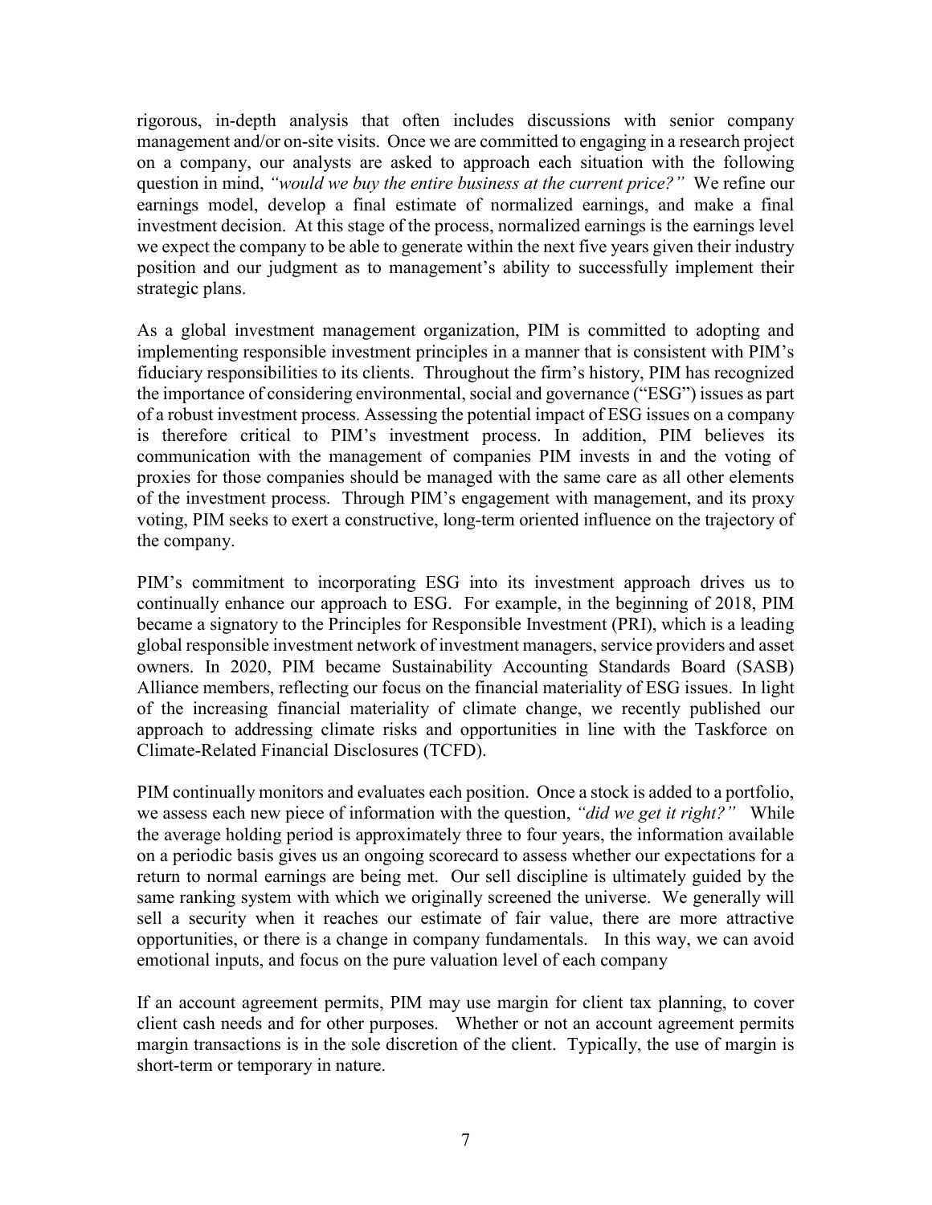rigorous, in-depth analysis that often includes discussions with senior company management and/or on-site visits. Once we are committed to engaging in a research project on a company, our analysts are asked to approach each situation with the following question in mind, *"would we buy the entire business at the current price?"* We refine our earnings model, develop a final estimate of normalized earnings, and make a final investment decision. At this stage of the process, normalized earnings is the earnings level we expect the company to be able to generate within the next five years given their industry position and our judgment as to management's ability to successfully implement their strategic plans.

As a global investment management organization, PIM is committed to adopting and implementing responsible investment principles in a manner that is consistent with PIM's fiduciary responsibilities to its clients. Throughout the firm's history, PIM has recognized the importance of considering environmental, social and governance ("ESG") issues as part of a robust investment process. Assessing the potential impact of ESG issues on a company is therefore critical to PIM's investment process. In addition, PIM believes its communication with the management of companies PIM invests in and the voting of proxies for those companies should be managed with the same care as all other elements of the investment process. Through PIM's engagement with management, and its proxy voting, PIM seeks to exert a constructive, long-term oriented influence on the trajectory of the company.

PIM's commitment to incorporating ESG into its investment approach drives us to continually enhance our approach to ESG. For example, in the beginning of 2018, PIM became a signatory to the Principles for Responsible Investment (PRI), which is a leading global responsible investment network of investment managers, service providers and asset owners. In 2020, PIM became Sustainability Accounting Standards Board (SASB) Alliance members, reflecting our focus on the financial materiality of ESG issues. In light of the increasing financial materiality of climate change, we recently published our approach to addressing climate risks and opportunities in line with the Taskforce on Climate-Related Financial Disclosures (TCFD).

PIM continually monitors and evaluates each position. Once a stock is added to a portfolio, we assess each new piece of information with the question, *"did we get it right?"* While the average holding period is approximately three to four years, the information available on a periodic basis gives us an ongoing scorecard to assess whether our expectations for a return to normal earnings are being met. Our sell discipline is ultimately guided by the same ranking system with which we originally screened the universe. We generally will sell a security when it reaches our estimate of fair value, there are more attractive opportunities, or there is a change in company fundamentals. In this way, we can avoid emotional inputs, and focus on the pure valuation level of each company

If an account agreement permits, PIM may use margin for client tax planning, to cover client cash needs and for other purposes. Whether or not an account agreement permits margin transactions is in the sole discretion of the client. Typically, the use of margin is short-term or temporary in nature.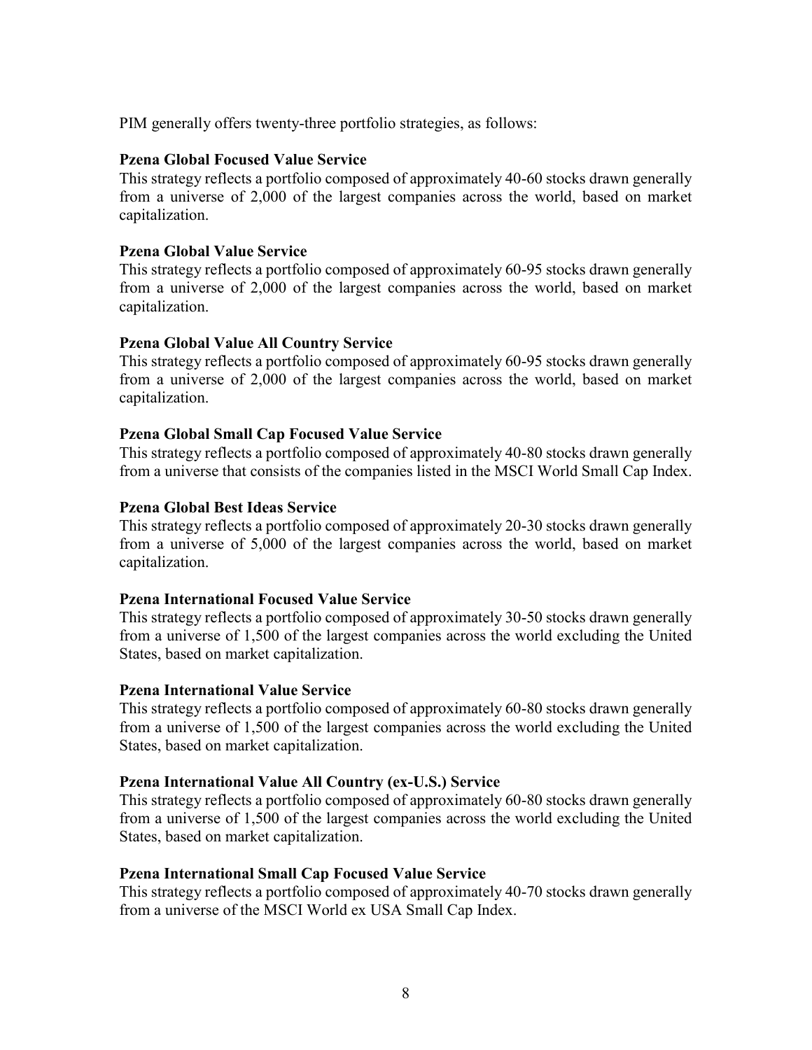PIM generally offers twenty-three portfolio strategies, as follows:

**Pzena Global Focused Value Service**

This strategy reflects a portfolio composed of approximately 40-60 stocks drawn generally from a universe of 2,000 of the largest companies across the world, based on market capitalization.

**Pzena Global Value Service**

This strategy reflects a portfolio composed of approximately 60-95 stocks drawn generally from a universe of 2,000 of the largest companies across the world, based on market capitalization.

**Pzena Global Value All Country Service**

This strategy reflects a portfolio composed of approximately 60-95 stocks drawn generally from a universe of 2,000 of the largest companies across the world, based on market capitalization.

**Pzena Global Small Cap Focused Value Service**

This strategy reflects a portfolio composed of approximately 40-80 stocks drawn generally from a universe that consists of the companies listed in the MSCI World Small Cap Index.

**Pzena Global Best Ideas Service**

This strategy reflects a portfolio composed of approximately 20-30 stocks drawn generally from a universe of 5,000 of the largest companies across the world, based on market capitalization.

**Pzena International Focused Value Service**

This strategy reflects a portfolio composed of approximately 30-50 stocks drawn generally from a universe of 1,500 of the largest companies across the world excluding the United States, based on market capitalization.

**Pzena International Value Service**

This strategy reflects a portfolio composed of approximately 60-80 stocks drawn generally from a universe of 1,500 of the largest companies across the world excluding the United States, based on market capitalization.

**Pzena International Value All Country (ex-U.S.) Service**

This strategy reflects a portfolio composed of approximately 60-80 stocks drawn generally from a universe of 1,500 of the largest companies across the world excluding the United States, based on market capitalization.

**Pzena International Small Cap Focused Value Service**

This strategy reflects a portfolio composed of approximately 40-70 stocks drawn generally from a universe of the MSCI World ex USA Small Cap Index.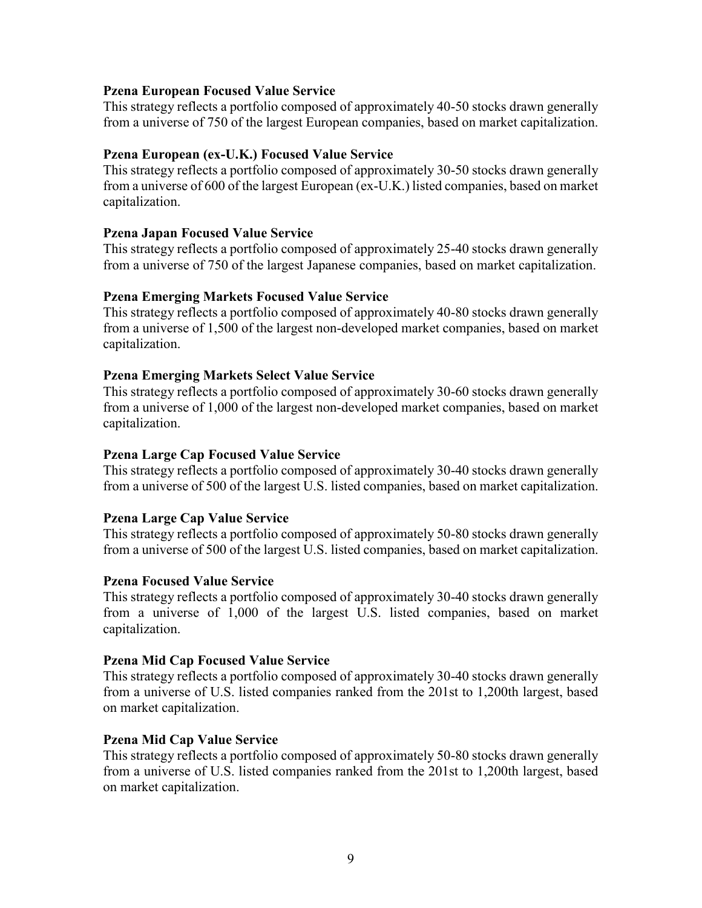**Pzena European Focused Value Service**

This strategy reflects a portfolio composed of approximately 40-50 stocks drawn generally from a universe of 750 of the largest European companies, based on market capitalization.

**Pzena European (ex-U.K.) Focused Value Service**

This strategy reflects a portfolio composed of approximately 30-50 stocks drawn generally from a universe of 600 of the largest European (ex-U.K.) listed companies, based on market capitalization.

**Pzena Japan Focused Value Service**

This strategy reflects a portfolio composed of approximately 25-40 stocks drawn generally from a universe of 750 of the largest Japanese companies, based on market capitalization.

**Pzena Emerging Markets Focused Value Service**

This strategy reflects a portfolio composed of approximately 40-80 stocks drawn generally from a universe of 1,500 of the largest non-developed market companies, based on market capitalization.

**Pzena Emerging Markets Select Value Service**

This strategy reflects a portfolio composed of approximately 30-60 stocks drawn generally from a universe of 1,000 of the largest non-developed market companies, based on market capitalization.

**Pzena Large Cap Focused Value Service**

This strategy reflects a portfolio composed of approximately 30-40 stocks drawn generally from a universe of 500 of the largest U.S. listed companies, based on market capitalization.

**Pzena Large Cap Value Service**

This strategy reflects a portfolio composed of approximately 50-80 stocks drawn generally from a universe of 500 of the largest U.S. listed companies, based on market capitalization.

**Pzena Focused Value Service**

This strategy reflects a portfolio composed of approximately 30-40 stocks drawn generally from a universe of 1,000 of the largest U.S. listed companies, based on market capitalization.

**Pzena Mid Cap Focused Value Service**

This strategy reflects a portfolio composed of approximately 30-40 stocks drawn generally from a universe of U.S. listed companies ranked from the 201st to 1,200th largest, based on market capitalization.

**Pzena Mid Cap Value Service**

This strategy reflects a portfolio composed of approximately 50-80 stocks drawn generally from a universe of U.S. listed companies ranked from the 201st to 1,200th largest, based on market capitalization.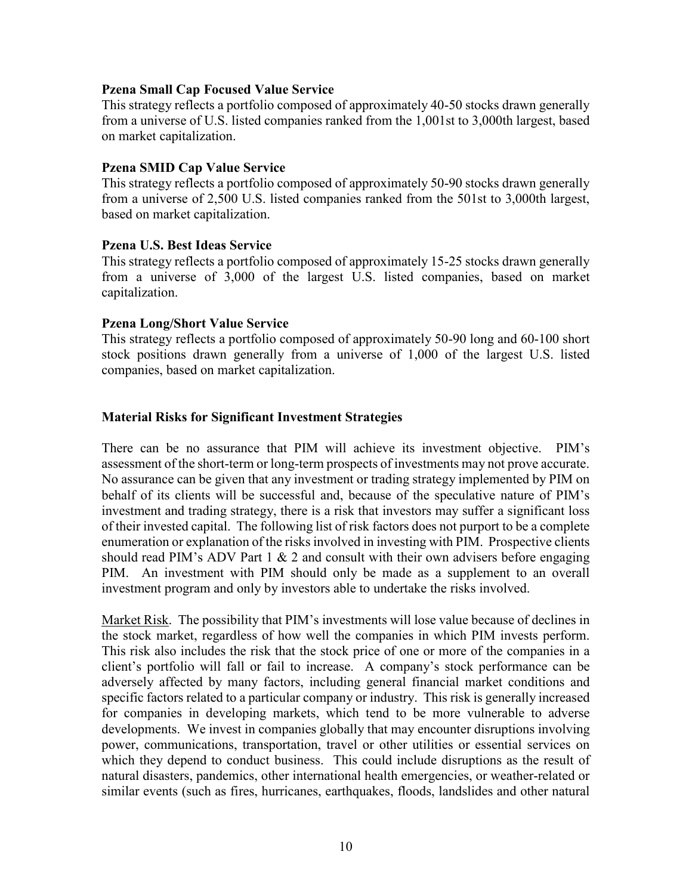**Pzena Small Cap Focused Value Service**

This strategy reflects a portfolio composed of approximately 40-50 stocks drawn generally from a universe of U.S. listed companies ranked from the 1,001st to 3,000th largest, based on market capitalization.

**Pzena SMID Cap Value Service**

This strategy reflects a portfolio composed of approximately 50-90 stocks drawn generally from a universe of 2,500 U.S. listed companies ranked from the 501st to 3,000th largest, based on market capitalization.

**Pzena U.S. Best Ideas Service**

This strategy reflects a portfolio composed of approximately 15-25 stocks drawn generally from a universe of 3,000 of the largest U.S. listed companies, based on market capitalization.

**Pzena Long/Short Value Service**

This strategy reflects a portfolio composed of approximately 50-90 long and 60-100 short stock positions drawn generally from a universe of 1,000 of the largest U.S. listed companies, based on market capitalization.

**Material Risks for Significant Investment Strategies**

There can be no assurance that PIM will achieve its investment objective. PIM's assessment of the short-term or long-term prospects of investments may not prove accurate. No assurance can be given that any investment or trading strategy implemented by PIM on behalf of its clients will be successful and, because of the speculative nature of PIM's investment and trading strategy, there is a risk that investors may suffer a significant loss of their invested capital. The following list of risk factors does not purport to be a complete enumeration or explanation of the risks involved in investing with PIM. Prospective clients should read PIM's ADV Part 1 & 2 and consult with their own advisers before engaging PIM. An investment with PIM should only be made as a supplement to an overall investment program and only by investors able to undertake the risks involved.

Market Risk. The possibility that PIM's investments will lose value because of declines in the stock market, regardless of how well the companies in which PIM invests perform. This risk also includes the risk that the stock price of one or more of the companies in a client's portfolio will fall or fail to increase. A company's stock performance can be adversely affected by many factors, including general financial market conditions and specific factors related to a particular company or industry. This risk is generally increased for companies in developing markets, which tend to be more vulnerable to adverse developments. We invest in companies globally that may encounter disruptions involving power, communications, transportation, travel or other utilities or essential services on which they depend to conduct business. This could include disruptions as the result of natural disasters, pandemics, other international health emergencies, or weather-related or similar events (such as fires, hurricanes, earthquakes, floods, landslides and other natural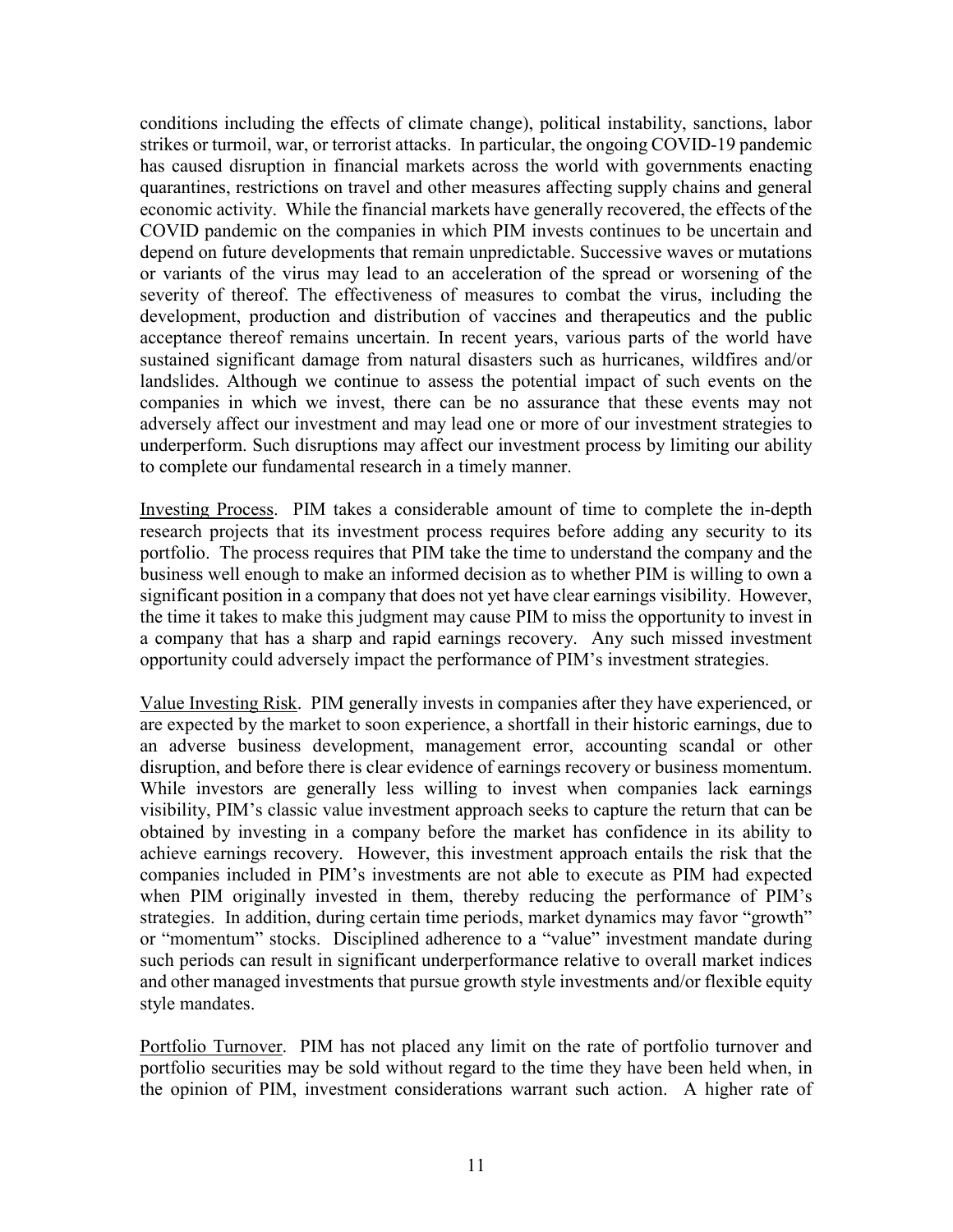conditions including the effects of climate change), political instability, sanctions, labor strikes or turmoil, war, or terrorist attacks. In particular, the ongoing COVID-19 pandemic has caused disruption in financial markets across the world with governments enacting quarantines, restrictions on travel and other measures affecting supply chains and general economic activity. While the financial markets have generally recovered, the effects of the COVID pandemic on the companies in which PIM invests continues to be uncertain and depend on future developments that remain unpredictable. Successive waves or mutations or variants of the virus may lead to an acceleration of the spread or worsening of the severity of thereof. The effectiveness of measures to combat the virus, including the development, production and distribution of vaccines and therapeutics and the public acceptance thereof remains uncertain. In recent years, various parts of the world have sustained significant damage from natural disasters such as hurricanes, wildfires and/or landslides. Although we continue to assess the potential impact of such events on the companies in which we invest, there can be no assurance that these events may not adversely affect our investment and may lead one or more of our investment strategies to underperform. Such disruptions may affect our investment process by limiting our ability to complete our fundamental research in a timely manner.

Investing Process. PIM takes a considerable amount of time to complete the in-depth research projects that its investment process requires before adding any security to its portfolio. The process requires that PIM take the time to understand the company and the business well enough to make an informed decision as to whether PIM is willing to own a significant position in a company that does not yet have clear earnings visibility. However, the time it takes to make this judgment may cause PIM to miss the opportunity to invest in a company that has a sharp and rapid earnings recovery. Any such missed investment opportunity could adversely impact the performance of PIM's investment strategies.

Value Investing Risk. PIM generally invests in companies after they have experienced, or are expected by the market to soon experience, a shortfall in their historic earnings, due to an adverse business development, management error, accounting scandal or other disruption, and before there is clear evidence of earnings recovery or business momentum. While investors are generally less willing to invest when companies lack earnings visibility, PIM's classic value investment approach seeks to capture the return that can be obtained by investing in a company before the market has confidence in its ability to achieve earnings recovery. However, this investment approach entails the risk that the companies included in PIM's investments are not able to execute as PIM had expected when PIM originally invested in them, thereby reducing the performance of PIM's strategies. In addition, during certain time periods, market dynamics may favor "growth" or "momentum" stocks. Disciplined adherence to a "value" investment mandate during such periods can result in significant underperformance relative to overall market indices and other managed investments that pursue growth style investments and/or flexible equity style mandates.

Portfolio Turnover. PIM has not placed any limit on the rate of portfolio turnover and portfolio securities may be sold without regard to the time they have been held when, in the opinion of PIM, investment considerations warrant such action. A higher rate of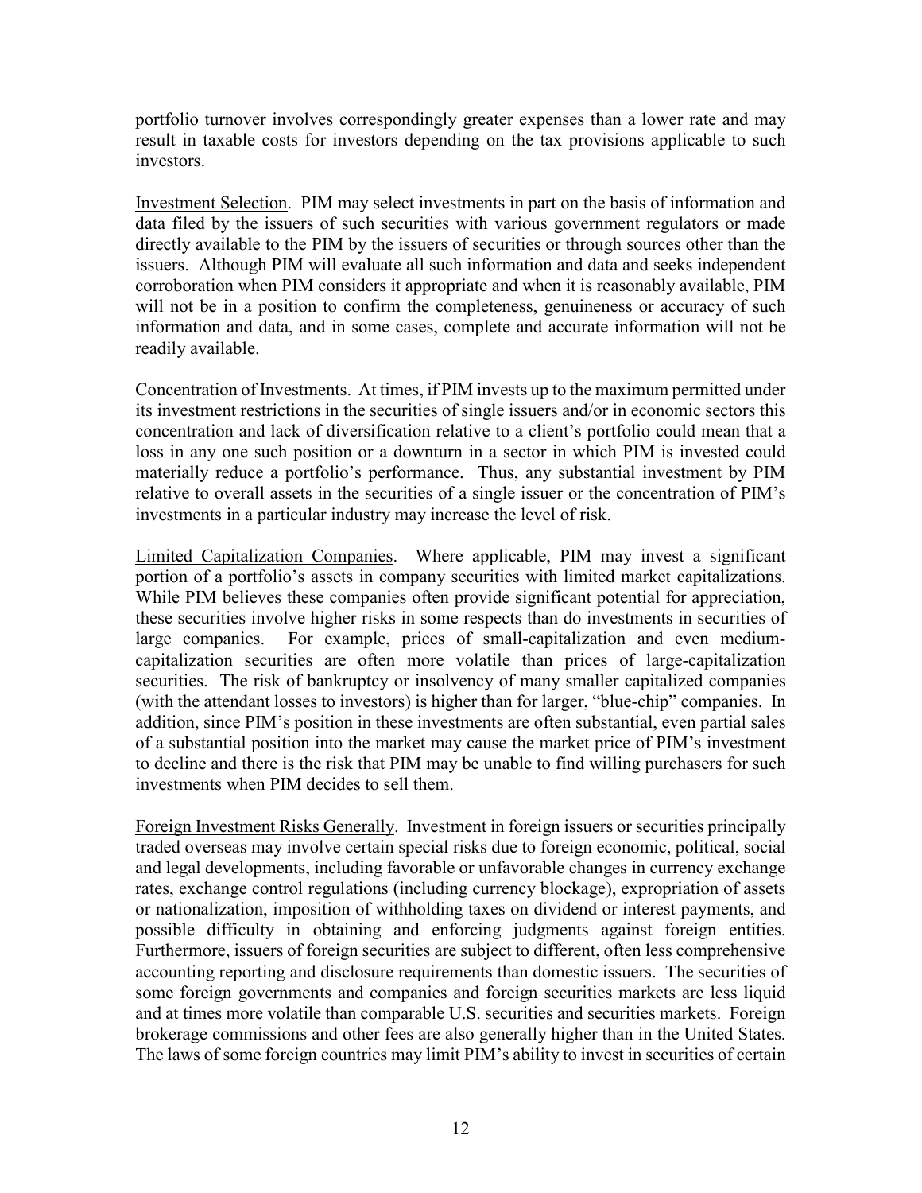portfolio turnover involves correspondingly greater expenses than a lower rate and may result in taxable costs for investors depending on the tax provisions applicable to such investors.

Investment Selection. PIM may select investments in part on the basis of information and data filed by the issuers of such securities with various government regulators or made directly available to the PIM by the issuers of securities or through sources other than the issuers. Although PIM will evaluate all such information and data and seeks independent corroboration when PIM considers it appropriate and when it is reasonably available, PIM will not be in a position to confirm the completeness, genuineness or accuracy of such information and data, and in some cases, complete and accurate information will not be readily available.

Concentration of Investments. At times, if PIM invests up to the maximum permitted under its investment restrictions in the securities of single issuers and/or in economic sectors this concentration and lack of diversification relative to a client's portfolio could mean that a loss in any one such position or a downturn in a sector in which PIM is invested could materially reduce a portfolio's performance. Thus, any substantial investment by PIM relative to overall assets in the securities of a single issuer or the concentration of PIM's investments in a particular industry may increase the level of risk.

Limited Capitalization Companies. Where applicable, PIM may invest a significant portion of a portfolio's assets in company securities with limited market capitalizations. While PIM believes these companies often provide significant potential for appreciation, these securities involve higher risks in some respects than do investments in securities of large companies. For example, prices of small-capitalization and even medium-capitalization securities are often more volatile than prices of large-capitalization securities. The risk of bankruptcy or insolvency of many smaller capitalized companies (with the attendant losses to investors) is higher than for larger, "blue-chip" companies. In addition, since PIM's position in these investments are often substantial, even partial sales of a substantial position into the market may cause the market price of PIM's investment to decline and there is the risk that PIM may be unable to find willing purchasers for such investments when PIM decides to sell them.

Foreign Investment Risks Generally. Investment in foreign issuers or securities principally traded overseas may involve certain special risks due to foreign economic, political, social and legal developments, including favorable or unfavorable changes in currency exchange rates, exchange control regulations (including currency blockage), expropriation of assets or nationalization, imposition of withholding taxes on dividend or interest payments, and possible difficulty in obtaining and enforcing judgments against foreign entities. Furthermore, issuers of foreign securities are subject to different, often less comprehensive accounting reporting and disclosure requirements than domestic issuers. The securities of some foreign governments and companies and foreign securities markets are less liquid and at times more volatile than comparable U.S. securities and securities markets. Foreign brokerage commissions and other fees are also generally higher than in the United States. The laws of some foreign countries may limit PIM's ability to invest in securities of certain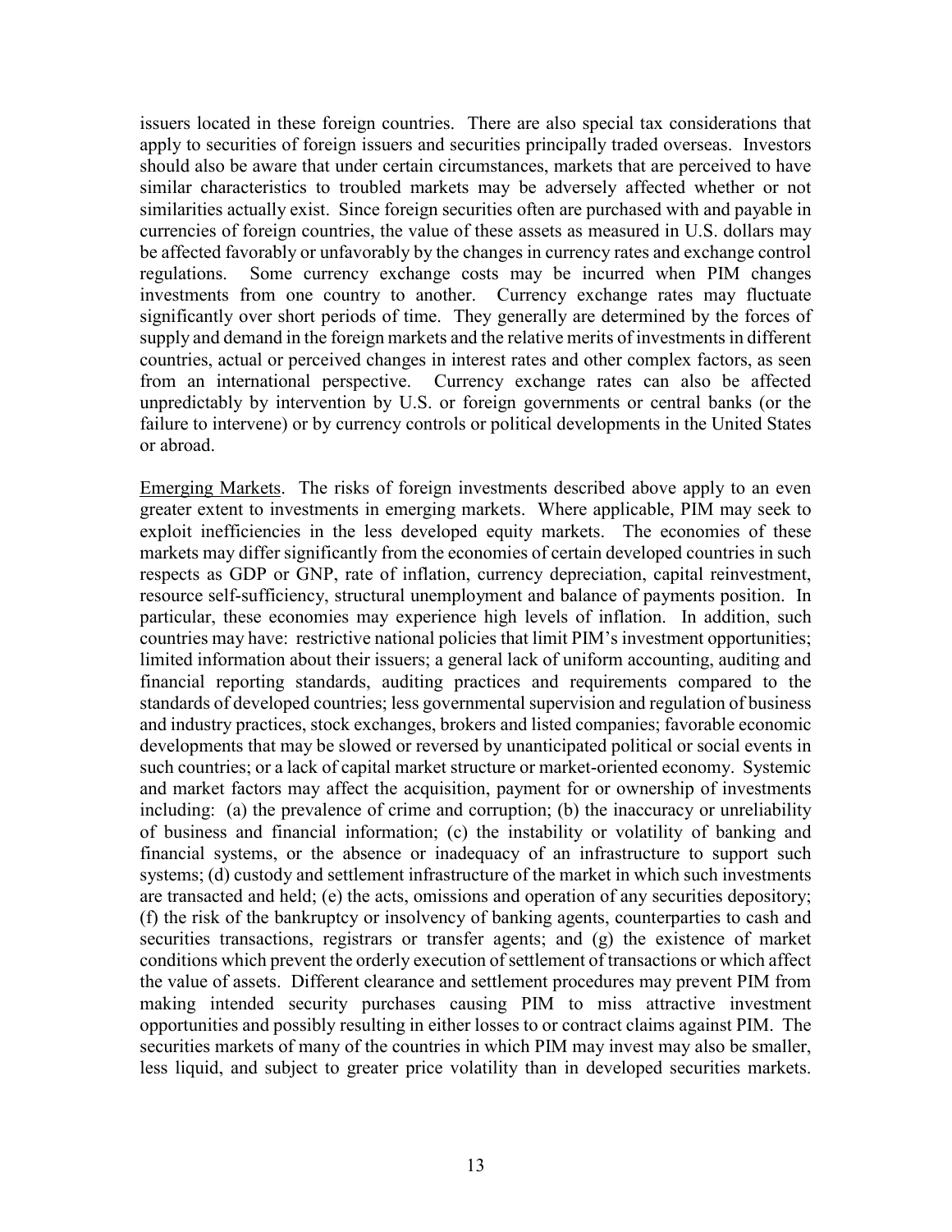issuers located in these foreign countries. There are also special tax considerations that apply to securities of foreign issuers and securities principally traded overseas. Investors should also be aware that under certain circumstances, markets that are perceived to have similar characteristics to troubled markets may be adversely affected whether or not similarities actually exist. Since foreign securities often are purchased with and payable in currencies of foreign countries, the value of these assets as measured in U.S. dollars may be affected favorably or unfavorably by the changes in currency rates and exchange control regulations. Some currency exchange costs may be incurred when PIM changes investments from one country to another. Currency exchange rates may fluctuate significantly over short periods of time. They generally are determined by the forces of supply and demand in the foreign markets and the relative merits of investments in different countries, actual or perceived changes in interest rates and other complex factors, as seen from an international perspective. Currency exchange rates can also be affected unpredictably by intervention by U.S. or foreign governments or central banks (or the failure to intervene) or by currency controls or political developments in the United States or abroad.

Emerging Markets. The risks of foreign investments described above apply to an even greater extent to investments in emerging markets. Where applicable, PIM may seek to exploit inefficiencies in the less developed equity markets. The economies of these markets may differ significantly from the economies of certain developed countries in such respects as GDP or GNP, rate of inflation, currency depreciation, capital reinvestment, resource self-sufficiency, structural unemployment and balance of payments position. In particular, these economies may experience high levels of inflation. In addition, such countries may have: restrictive national policies that limit PIM's investment opportunities; limited information about their issuers; a general lack of uniform accounting, auditing and financial reporting standards, auditing practices and requirements compared to the standards of developed countries; less governmental supervision and regulation of business and industry practices, stock exchanges, brokers and listed companies; favorable economic developments that may be slowed or reversed by unanticipated political or social events in such countries; or a lack of capital market structure or market-oriented economy. Systemic and market factors may affect the acquisition, payment for or ownership of investments including: (a) the prevalence of crime and corruption; (b) the inaccuracy or unreliability of business and financial information; (c) the instability or volatility of banking and financial systems, or the absence or inadequacy of an infrastructure to support such systems; (d) custody and settlement infrastructure of the market in which such investments are transacted and held; (e) the acts, omissions and operation of any securities depository; (f) the risk of the bankruptcy or insolvency of banking agents, counterparties to cash and securities transactions, registrars or transfer agents; and (g) the existence of market conditions which prevent the orderly execution of settlement of transactions or which affect the value of assets. Different clearance and settlement procedures may prevent PIM from making intended security purchases causing PIM to miss attractive investment opportunities and possibly resulting in either losses to or contract claims against PIM. The securities markets of many of the countries in which PIM may invest may also be smaller, less liquid, and subject to greater price volatility than in developed securities markets.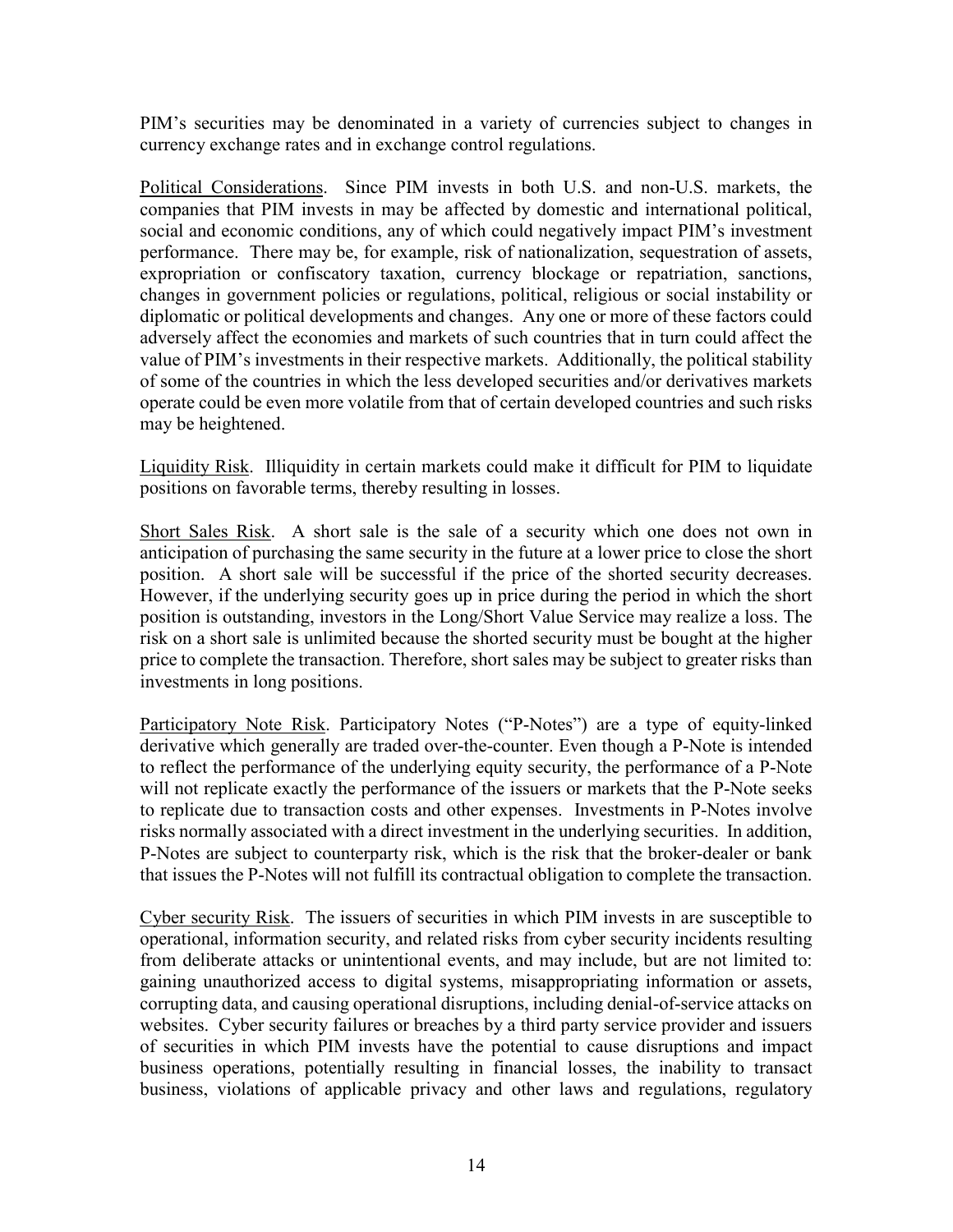PIM's securities may be denominated in a variety of currencies subject to changes in currency exchange rates and in exchange control regulations.

Political Considerations. Since PIM invests in both U.S. and non-U.S. markets, the companies that PIM invests in may be affected by domestic and international political, social and economic conditions, any of which could negatively impact PIM's investment performance. There may be, for example, risk of nationalization, sequestration of assets, expropriation or confiscatory taxation, currency blockage or repatriation, sanctions, changes in government policies or regulations, political, religious or social instability or diplomatic or political developments and changes. Any one or more of these factors could adversely affect the economies and markets of such countries that in turn could affect the value of PIM's investments in their respective markets. Additionally, the political stability of some of the countries in which the less developed securities and/or derivatives markets operate could be even more volatile from that of certain developed countries and such risks may be heightened.

Liquidity Risk. Illiquidity in certain markets could make it difficult for PIM to liquidate positions on favorable terms, thereby resulting in losses.

Short Sales Risk. A short sale is the sale of a security which one does not own in anticipation of purchasing the same security in the future at a lower price to close the short position. A short sale will be successful if the price of the shorted security decreases. However, if the underlying security goes up in price during the period in which the short position is outstanding, investors in the Long/Short Value Service may realize a loss. The risk on a short sale is unlimited because the shorted security must be bought at the higher price to complete the transaction. Therefore, short sales may be subject to greater risks than investments in long positions.

Participatory Note Risk. Participatory Notes ("P-Notes") are a type of equity-linked derivative which generally are traded over-the-counter. Even though a P-Note is intended to reflect the performance of the underlying equity security, the performance of a P-Note will not replicate exactly the performance of the issuers or markets that the P-Note seeks to replicate due to transaction costs and other expenses. Investments in P-Notes involve risks normally associated with a direct investment in the underlying securities. In addition, P-Notes are subject to counterparty risk, which is the risk that the broker-dealer or bank that issues the P-Notes will not fulfill its contractual obligation to complete the transaction.

Cyber security Risk. The issuers of securities in which PIM invests in are susceptible to operational, information security, and related risks from cyber security incidents resulting from deliberate attacks or unintentional events, and may include, but are not limited to: gaining unauthorized access to digital systems, misappropriating information or assets, corrupting data, and causing operational disruptions, including denial-of-service attacks on websites. Cyber security failures or breaches by a third party service provider and issuers of securities in which PIM invests have the potential to cause disruptions and impact business operations, potentially resulting in financial losses, the inability to transact business, violations of applicable privacy and other laws and regulations, regulatory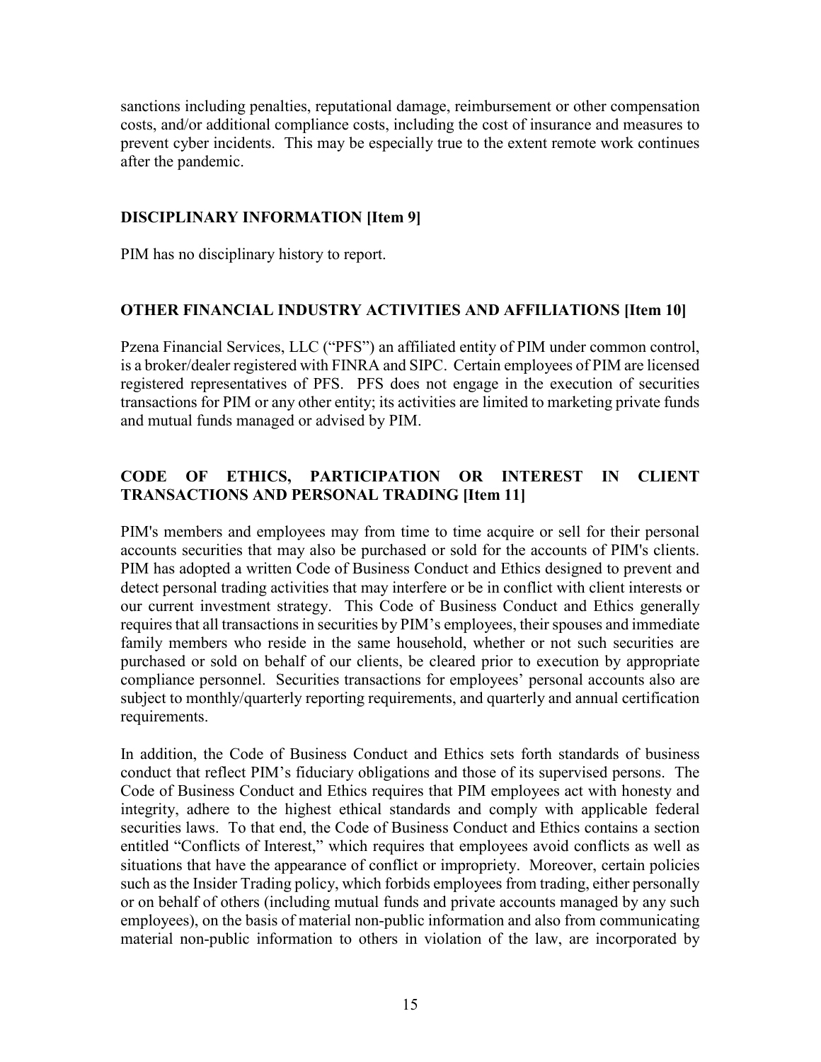sanctions including penalties, reputational damage, reimbursement or other compensation costs, and/or additional compliance costs, including the cost of insurance and measures to prevent cyber incidents. This may be especially true to the extent remote work continues after the pandemic.

## DISCIPLINARY INFORMATION [Item 9]

PIM has no disciplinary history to report.

## OTHER FINANCIAL INDUSTRY ACTIVITIES AND AFFILIATIONS [Item 10]

Pzena Financial Services, LLC ("PFS") an affiliated entity of PIM under common control, is a broker/dealer registered with FINRA and SIPC. Certain employees of PIM are licensed registered representatives of PFS. PFS does not engage in the execution of securities transactions for PIM or any other entity; its activities are limited to marketing private funds and mutual funds managed or advised by PIM.

## CODE OF ETHICS, PARTICIPATION OR INTEREST IN CLIENT TRANSACTIONS AND PERSONAL TRADING [Item 11]

PIM's members and employees may from time to time acquire or sell for their personal accounts securities that may also be purchased or sold for the accounts of PIM's clients. PIM has adopted a written Code of Business Conduct and Ethics designed to prevent and detect personal trading activities that may interfere or be in conflict with client interests or our current investment strategy. This Code of Business Conduct and Ethics generally requires that all transactions in securities by PIM's employees, their spouses and immediate family members who reside in the same household, whether or not such securities are purchased or sold on behalf of our clients, be cleared prior to execution by appropriate compliance personnel. Securities transactions for employees' personal accounts also are subject to monthly/quarterly reporting requirements, and quarterly and annual certification requirements.

In addition, the Code of Business Conduct and Ethics sets forth standards of business conduct that reflect PIM's fiduciary obligations and those of its supervised persons. The Code of Business Conduct and Ethics requires that PIM employees act with honesty and integrity, adhere to the highest ethical standards and comply with applicable federal securities laws. To that end, the Code of Business Conduct and Ethics contains a section entitled "Conflicts of Interest," which requires that employees avoid conflicts as well as situations that have the appearance of conflict or impropriety. Moreover, certain policies such as the Insider Trading policy, which forbids employees from trading, either personally or on behalf of others (including mutual funds and private accounts managed by any such employees), on the basis of material non-public information and also from communicating material non-public information to others in violation of the law, are incorporated by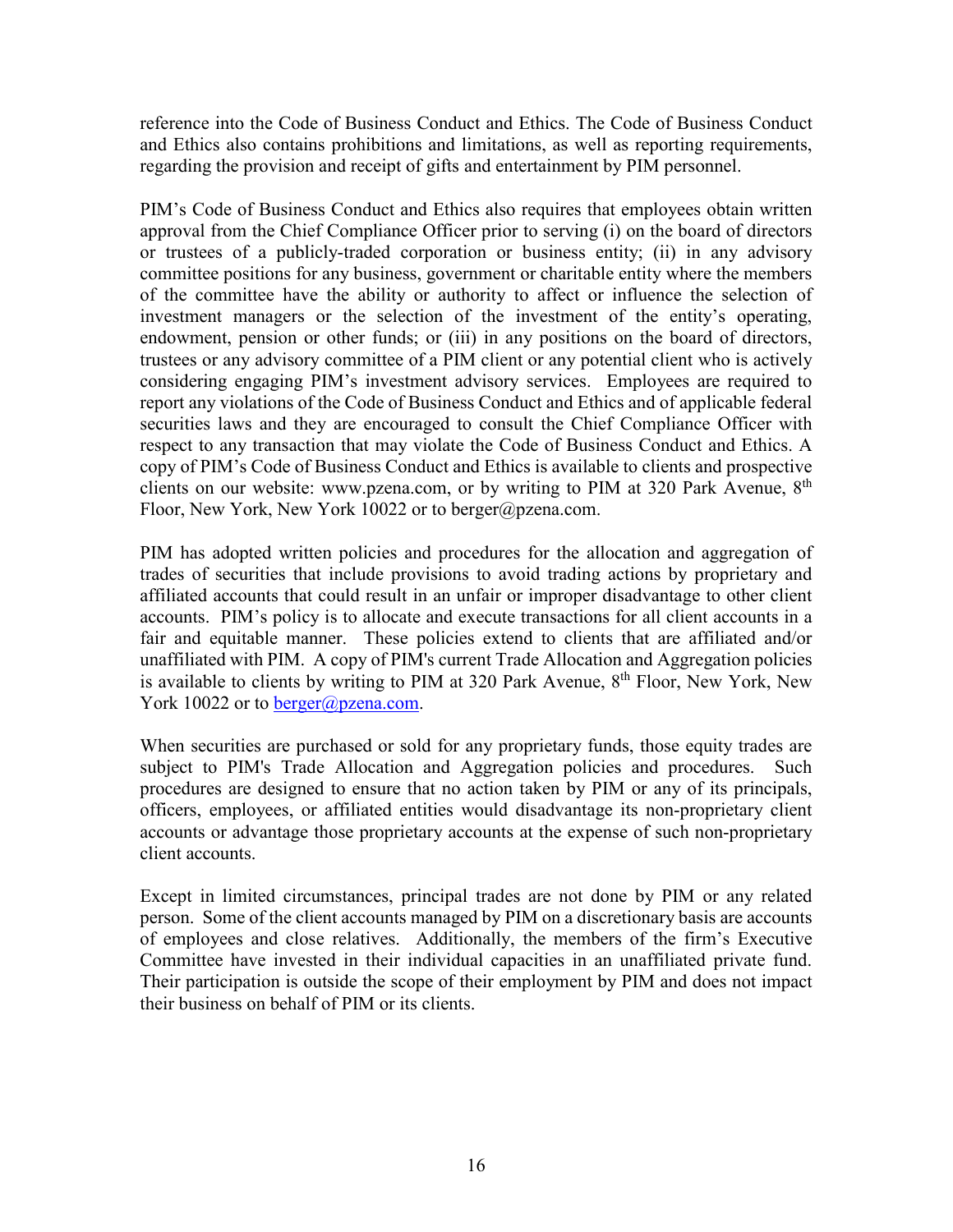reference into the Code of Business Conduct and Ethics. The Code of Business Conduct and Ethics also contains prohibitions and limitations, as well as reporting requirements, regarding the provision and receipt of gifts and entertainment by PIM personnel.

PIM's Code of Business Conduct and Ethics also requires that employees obtain written approval from the Chief Compliance Officer prior to serving (i) on the board of directors or trustees of a publicly-traded corporation or business entity; (ii) in any advisory committee positions for any business, government or charitable entity where the members of the committee have the ability or authority to affect or influence the selection of investment managers or the selection of the investment of the entity's operating, endowment, pension or other funds; or (iii) in any positions on the board of directors, trustees or any advisory committee of a PIM client or any potential client who is actively considering engaging PIM's investment advisory services. Employees are required to report any violations of the Code of Business Conduct and Ethics and of applicable federal securities laws and they are encouraged to consult the Chief Compliance Officer with respect to any transaction that may violate the Code of Business Conduct and Ethics. A copy of PIM's Code of Business Conduct and Ethics is available to clients and prospective clients on our website: www.pzena.com, or by writing to PIM at 320 Park Avenue, 8th Floor, New York, New York 10022 or to berger@pzena.com.

PIM has adopted written policies and procedures for the allocation and aggregation of trades of securities that include provisions to avoid trading actions by proprietary and affiliated accounts that could result in an unfair or improper disadvantage to other client accounts. PIM's policy is to allocate and execute transactions for all client accounts in a fair and equitable manner. These policies extend to clients that are affiliated and/or unaffiliated with PIM. A copy of PIM's current Trade Allocation and Aggregation policies is available to clients by writing to PIM at 320 Park Avenue, 8th Floor, New York, New York 10022 or to berger@pzena.com.

When securities are purchased or sold for any proprietary funds, those equity trades are subject to PIM's Trade Allocation and Aggregation policies and procedures. Such procedures are designed to ensure that no action taken by PIM or any of its principals, officers, employees, or affiliated entities would disadvantage its non-proprietary client accounts or advantage those proprietary accounts at the expense of such non-proprietary client accounts.

Except in limited circumstances, principal trades are not done by PIM or any related person. Some of the client accounts managed by PIM on a discretionary basis are accounts of employees and close relatives. Additionally, the members of the firm's Executive Committee have invested in their individual capacities in an unaffiliated private fund. Their participation is outside the scope of their employment by PIM and does not impact their business on behalf of PIM or its clients.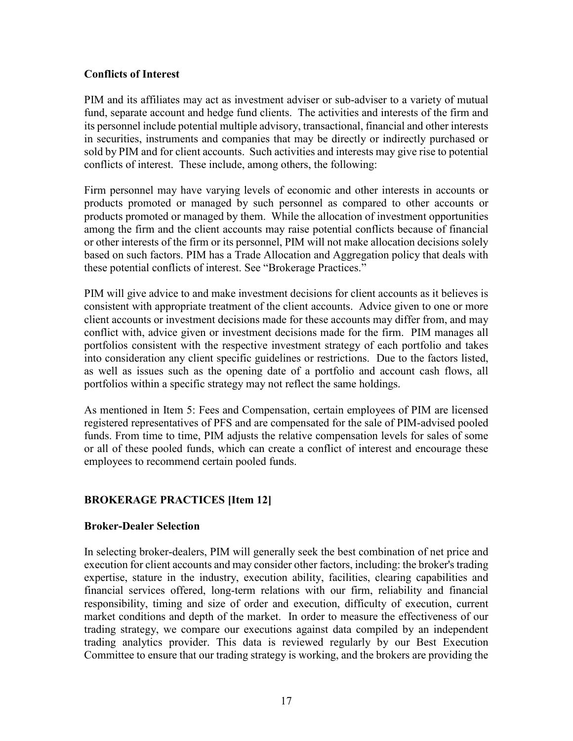### Conflicts of Interest

PIM and its affiliates may act as investment adviser or sub-adviser to a variety of mutual fund, separate account and hedge fund clients. The activities and interests of the firm and its personnel include potential multiple advisory, transactional, financial and other interests in securities, instruments and companies that may be directly or indirectly purchased or sold by PIM and for client accounts. Such activities and interests may give rise to potential conflicts of interest. These include, among others, the following:

Firm personnel may have varying levels of economic and other interests in accounts or products promoted or managed by such personnel as compared to other accounts or products promoted or managed by them. While the allocation of investment opportunities among the firm and the client accounts may raise potential conflicts because of financial or other interests of the firm or its personnel, PIM will not make allocation decisions solely based on such factors. PIM has a Trade Allocation and Aggregation policy that deals with these potential conflicts of interest. See "Brokerage Practices."

PIM will give advice to and make investment decisions for client accounts as it believes is consistent with appropriate treatment of the client accounts. Advice given to one or more client accounts or investment decisions made for these accounts may differ from, and may conflict with, advice given or investment decisions made for the firm. PIM manages all portfolios consistent with the respective investment strategy of each portfolio and takes into consideration any client specific guidelines or restrictions. Due to the factors listed, as well as issues such as the opening date of a portfolio and account cash flows, all portfolios within a specific strategy may not reflect the same holdings.

As mentioned in Item 5: Fees and Compensation, certain employees of PIM are licensed registered representatives of PFS and are compensated for the sale of PIM-advised pooled funds. From time to time, PIM adjusts the relative compensation levels for sales of some or all of these pooled funds, which can create a conflict of interest and encourage these employees to recommend certain pooled funds.

## BROKERAGE PRACTICES [Item 12]

### Broker-Dealer Selection

In selecting broker-dealers, PIM will generally seek the best combination of net price and execution for client accounts and may consider other factors, including: the broker's trading expertise, stature in the industry, execution ability, facilities, clearing capabilities and financial services offered, long-term relations with our firm, reliability and financial responsibility, timing and size of order and execution, difficulty of execution, current market conditions and depth of the market. In order to measure the effectiveness of our trading strategy, we compare our executions against data compiled by an independent trading analytics provider. This data is reviewed regularly by our Best Execution Committee to ensure that our trading strategy is working, and the brokers are providing the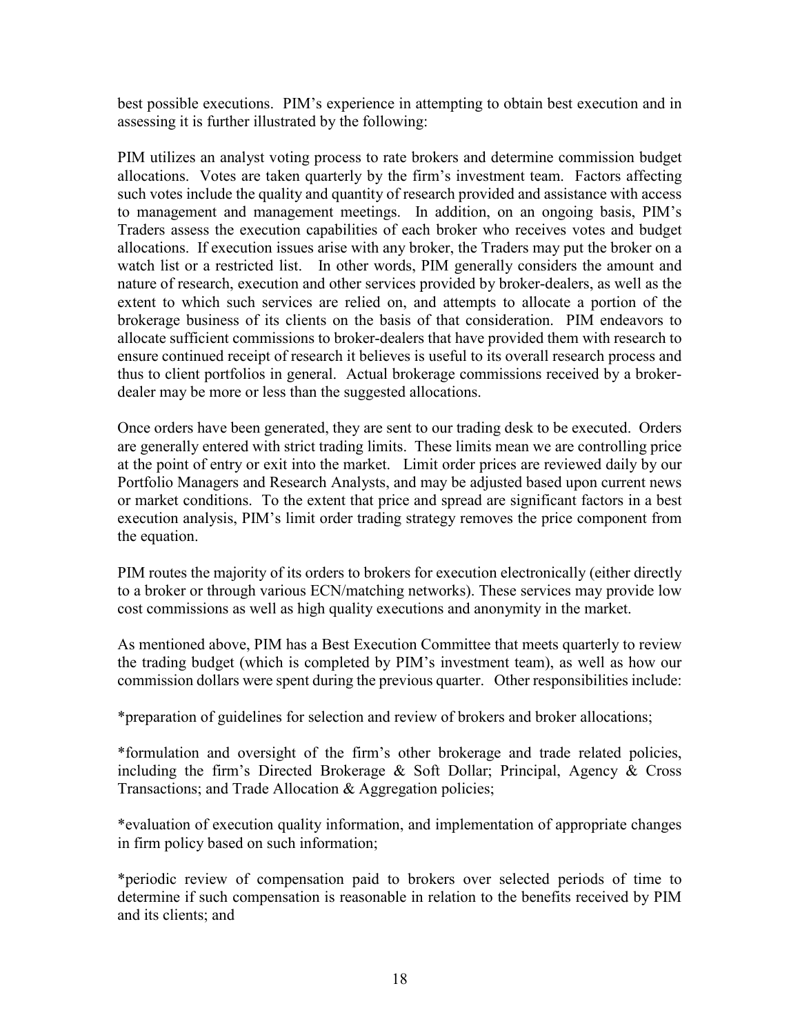best possible executions. PIM's experience in attempting to obtain best execution and in assessing it is further illustrated by the following:

PIM utilizes an analyst voting process to rate brokers and determine commission budget allocations. Votes are taken quarterly by the firm's investment team. Factors affecting such votes include the quality and quantity of research provided and assistance with access to management and management meetings. In addition, on an ongoing basis, PIM's Traders assess the execution capabilities of each broker who receives votes and budget allocations. If execution issues arise with any broker, the Traders may put the broker on a watch list or a restricted list. In other words, PIM generally considers the amount and nature of research, execution and other services provided by broker-dealers, as well as the extent to which such services are relied on, and attempts to allocate a portion of the brokerage business of its clients on the basis of that consideration. PIM endeavors to allocate sufficient commissions to broker-dealers that have provided them with research to ensure continued receipt of research it believes is useful to its overall research process and thus to client portfolios in general. Actual brokerage commissions received by a broker-dealer may be more or less than the suggested allocations.

Once orders have been generated, they are sent to our trading desk to be executed. Orders are generally entered with strict trading limits. These limits mean we are controlling price at the point of entry or exit into the market. Limit order prices are reviewed daily by our Portfolio Managers and Research Analysts, and may be adjusted based upon current news or market conditions. To the extent that price and spread are significant factors in a best execution analysis, PIM's limit order trading strategy removes the price component from the equation.

PIM routes the majority of its orders to brokers for execution electronically (either directly to a broker or through various ECN/matching networks). These services may provide low cost commissions as well as high quality executions and anonymity in the market.

As mentioned above, PIM has a Best Execution Committee that meets quarterly to review the trading budget (which is completed by PIM's investment team), as well as how our commission dollars were spent during the previous quarter. Other responsibilities include:

*preparation of guidelines for selection and review of brokers and broker allocations;

*formulation and oversight of the firm's other brokerage and trade related policies, including the firm's Directed Brokerage & Soft Dollar; Principal, Agency & Cross Transactions; and Trade Allocation & Aggregation policies;

*evaluation of execution quality information, and implementation of appropriate changes in firm policy based on such information;

*periodic review of compensation paid to brokers over selected periods of time to determine if such compensation is reasonable in relation to the benefits received by PIM and its clients; and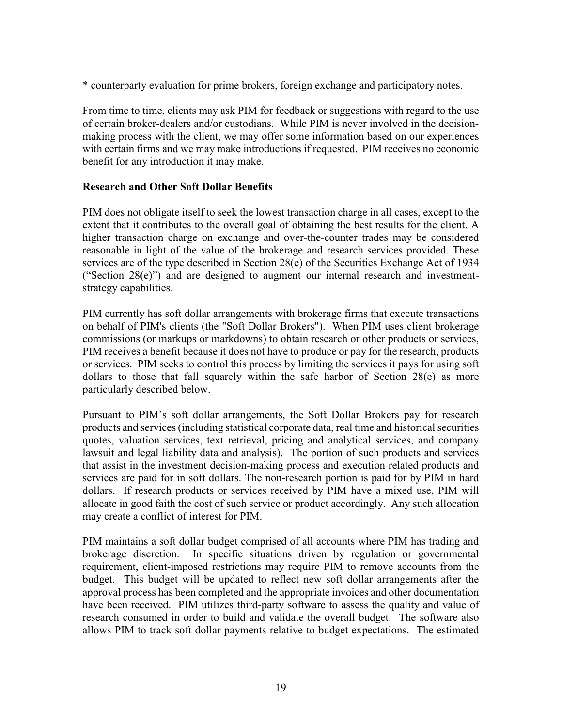* counterparty evaluation for prime brokers, foreign exchange and participatory notes.

From time to time, clients may ask PIM for feedback or suggestions with regard to the use of certain broker-dealers and/or custodians. While PIM is never involved in the decision-making process with the client, we may offer some information based on our experiences with certain firms and we may make introductions if requested. PIM receives no economic benefit for any introduction it may make.

**Research and Other Soft Dollar Benefits**

PIM does not obligate itself to seek the lowest transaction charge in all cases, except to the extent that it contributes to the overall goal of obtaining the best results for the client. A higher transaction charge on exchange and over-the-counter trades may be considered reasonable in light of the value of the brokerage and research services provided. These services are of the type described in Section 28(e) of the Securities Exchange Act of 1934 ("Section 28(e)") and are designed to augment our internal research and investment-strategy capabilities.

PIM currently has soft dollar arrangements with brokerage firms that execute transactions on behalf of PIM's clients (the "Soft Dollar Brokers"). When PIM uses client brokerage commissions (or markups or markdowns) to obtain research or other products or services, PIM receives a benefit because it does not have to produce or pay for the research, products or services. PIM seeks to control this process by limiting the services it pays for using soft dollars to those that fall squarely within the safe harbor of Section 28(e) as more particularly described below.

Pursuant to PIM's soft dollar arrangements, the Soft Dollar Brokers pay for research products and services (including statistical corporate data, real time and historical securities quotes, valuation services, text retrieval, pricing and analytical services, and company lawsuit and legal liability data and analysis). The portion of such products and services that assist in the investment decision-making process and execution related products and services are paid for in soft dollars. The non-research portion is paid for by PIM in hard dollars. If research products or services received by PIM have a mixed use, PIM will allocate in good faith the cost of such service or product accordingly. Any such allocation may create a conflict of interest for PIM.

PIM maintains a soft dollar budget comprised of all accounts where PIM has trading and brokerage discretion. In specific situations driven by regulation or governmental requirement, client-imposed restrictions may require PIM to remove accounts from the budget. This budget will be updated to reflect new soft dollar arrangements after the approval process has been completed and the appropriate invoices and other documentation have been received. PIM utilizes third-party software to assess the quality and value of research consumed in order to build and validate the overall budget. The software also allows PIM to track soft dollar payments relative to budget expectations. The estimated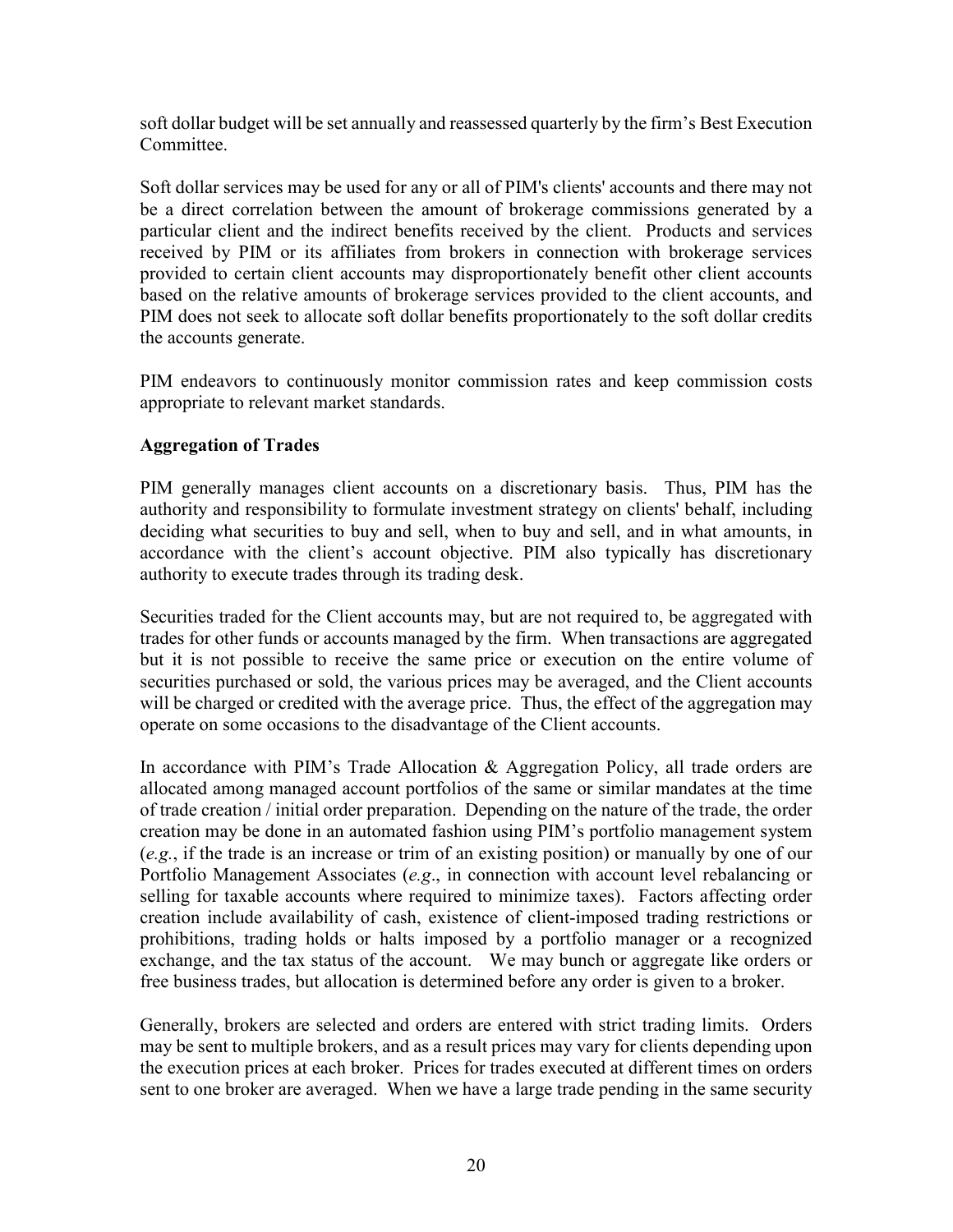soft dollar budget will be set annually and reassessed quarterly by the firm's Best Execution Committee.

Soft dollar services may be used for any or all of PIM's clients' accounts and there may not be a direct correlation between the amount of brokerage commissions generated by a particular client and the indirect benefits received by the client. Products and services received by PIM or its affiliates from brokers in connection with brokerage services provided to certain client accounts may disproportionately benefit other client accounts based on the relative amounts of brokerage services provided to the client accounts, and PIM does not seek to allocate soft dollar benefits proportionately to the soft dollar credits the accounts generate.

PIM endeavors to continuously monitor commission rates and keep commission costs appropriate to relevant market standards.

**Aggregation of Trades**

PIM generally manages client accounts on a discretionary basis. Thus, PIM has the authority and responsibility to formulate investment strategy on clients' behalf, including deciding what securities to buy and sell, when to buy and sell, and in what amounts, in accordance with the client's account objective. PIM also typically has discretionary authority to execute trades through its trading desk.

Securities traded for the Client accounts may, but are not required to, be aggregated with trades for other funds or accounts managed by the firm. When transactions are aggregated but it is not possible to receive the same price or execution on the entire volume of securities purchased or sold, the various prices may be averaged, and the Client accounts will be charged or credited with the average price. Thus, the effect of the aggregation may operate on some occasions to the disadvantage of the Client accounts.

In accordance with PIM's Trade Allocation & Aggregation Policy, all trade orders are allocated among managed account portfolios of the same or similar mandates at the time of trade creation / initial order preparation. Depending on the nature of the trade, the order creation may be done in an automated fashion using PIM's portfolio management system (*e.g.*, if the trade is an increase or trim of an existing position) or manually by one of our Portfolio Management Associates (*e.g*., in connection with account level rebalancing or selling for taxable accounts where required to minimize taxes). Factors affecting order creation include availability of cash, existence of client-imposed trading restrictions or prohibitions, trading holds or halts imposed by a portfolio manager or a recognized exchange, and the tax status of the account. We may bunch or aggregate like orders or free business trades, but allocation is determined before any order is given to a broker.

Generally, brokers are selected and orders are entered with strict trading limits. Orders may be sent to multiple brokers, and as a result prices may vary for clients depending upon the execution prices at each broker. Prices for trades executed at different times on orders sent to one broker are averaged. When we have a large trade pending in the same security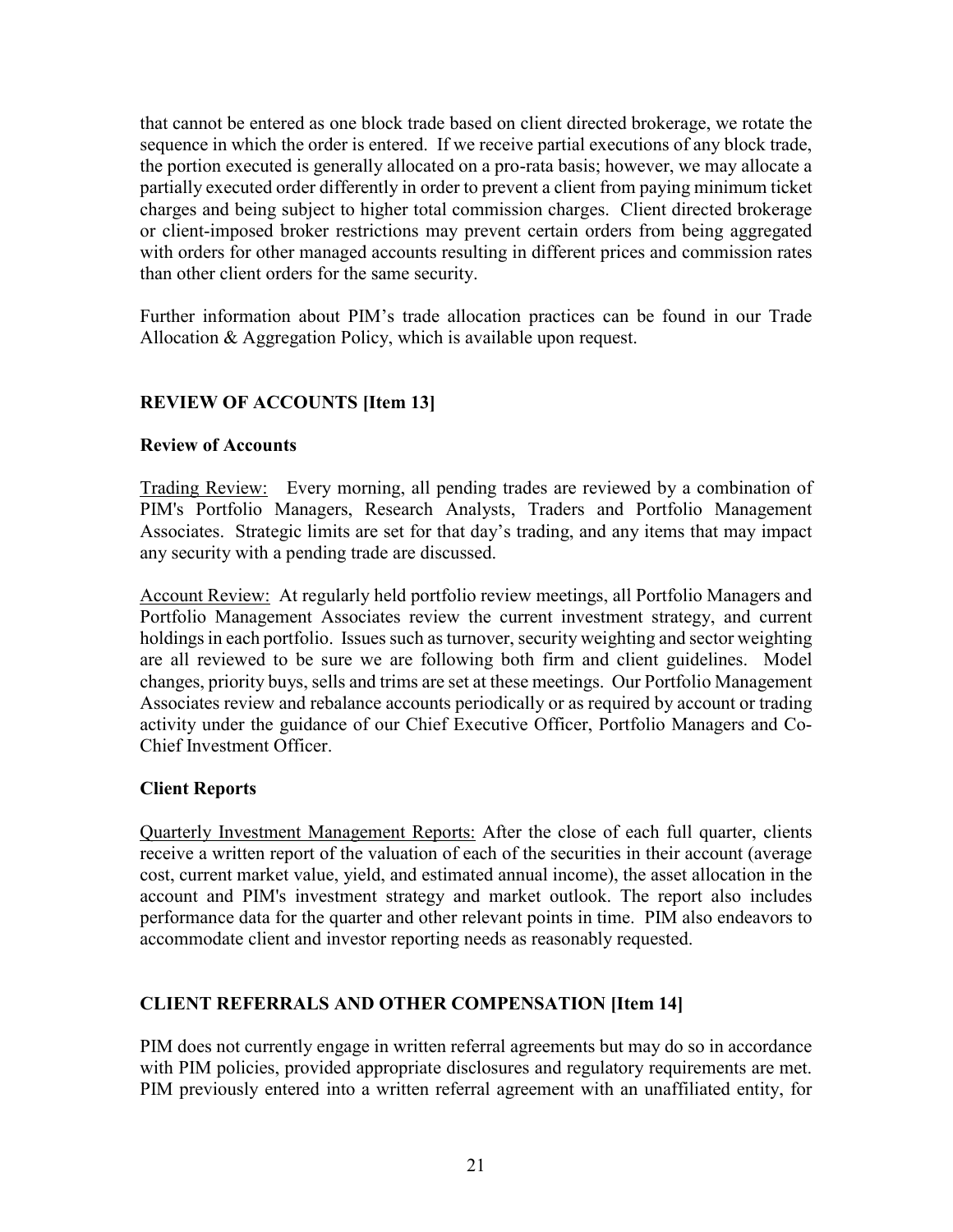that cannot be entered as one block trade based on client directed brokerage, we rotate the sequence in which the order is entered. If we receive partial executions of any block trade, the portion executed is generally allocated on a pro-rata basis; however, we may allocate a partially executed order differently in order to prevent a client from paying minimum ticket charges and being subject to higher total commission charges. Client directed brokerage or client-imposed broker restrictions may prevent certain orders from being aggregated with orders for other managed accounts resulting in different prices and commission rates than other client orders for the same security.

Further information about PIM's trade allocation practices can be found in our Trade Allocation & Aggregation Policy, which is available upon request.

## REVIEW OF ACCOUNTS [Item 13]

### Review of Accounts

Trading Review: Every morning, all pending trades are reviewed by a combination of PIM's Portfolio Managers, Research Analysts, Traders and Portfolio Management Associates. Strategic limits are set for that day's trading, and any items that may impact any security with a pending trade are discussed.

Account Review: At regularly held portfolio review meetings, all Portfolio Managers and Portfolio Management Associates review the current investment strategy, and current holdings in each portfolio. Issues such as turnover, security weighting and sector weighting are all reviewed to be sure we are following both firm and client guidelines. Model changes, priority buys, sells and trims are set at these meetings. Our Portfolio Management Associates review and rebalance accounts periodically or as required by account or trading activity under the guidance of our Chief Executive Officer, Portfolio Managers and Co-Chief Investment Officer.

### Client Reports

Quarterly Investment Management Reports: After the close of each full quarter, clients receive a written report of the valuation of each of the securities in their account (average cost, current market value, yield, and estimated annual income), the asset allocation in the account and PIM's investment strategy and market outlook. The report also includes performance data for the quarter and other relevant points in time. PIM also endeavors to accommodate client and investor reporting needs as reasonably requested.

## CLIENT REFERRALS AND OTHER COMPENSATION [Item 14]

PIM does not currently engage in written referral agreements but may do so in accordance with PIM policies, provided appropriate disclosures and regulatory requirements are met. PIM previously entered into a written referral agreement with an unaffiliated entity, for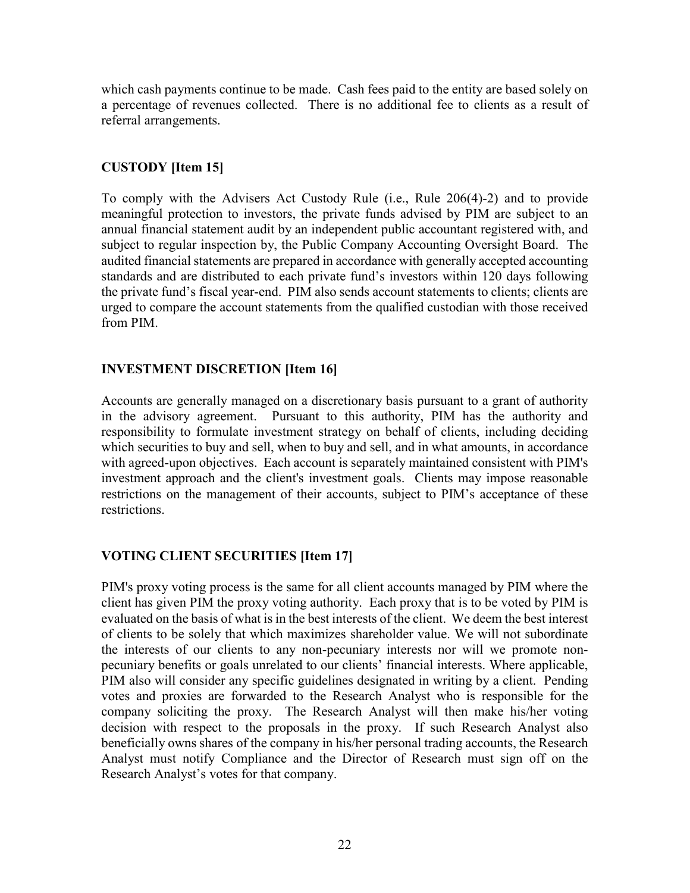which cash payments continue to be made. Cash fees paid to the entity are based solely on a percentage of revenues collected. There is no additional fee to clients as a result of referral arrangements.

## CUSTODY [Item 15]

To comply with the Advisers Act Custody Rule (i.e., Rule 206(4)-2) and to provide meaningful protection to investors, the private funds advised by PIM are subject to an annual financial statement audit by an independent public accountant registered with, and subject to regular inspection by, the Public Company Accounting Oversight Board. The audited financial statements are prepared in accordance with generally accepted accounting standards and are distributed to each private fund's investors within 120 days following the private fund's fiscal year-end. PIM also sends account statements to clients; clients are urged to compare the account statements from the qualified custodian with those received from PIM.

## INVESTMENT DISCRETION [Item 16]

Accounts are generally managed on a discretionary basis pursuant to a grant of authority in the advisory agreement. Pursuant to this authority, PIM has the authority and responsibility to formulate investment strategy on behalf of clients, including deciding which securities to buy and sell, when to buy and sell, and in what amounts, in accordance with agreed-upon objectives. Each account is separately maintained consistent with PIM's investment approach and the client's investment goals. Clients may impose reasonable restrictions on the management of their accounts, subject to PIM's acceptance of these restrictions.

## VOTING CLIENT SECURITIES [Item 17]

PIM's proxy voting process is the same for all client accounts managed by PIM where the client has given PIM the proxy voting authority. Each proxy that is to be voted by PIM is evaluated on the basis of what is in the best interests of the client. We deem the best interest of clients to be solely that which maximizes shareholder value. We will not subordinate the interests of our clients to any non-pecuniary interests nor will we promote non-pecuniary benefits or goals unrelated to our clients' financial interests. Where applicable, PIM also will consider any specific guidelines designated in writing by a client. Pending votes and proxies are forwarded to the Research Analyst who is responsible for the company soliciting the proxy. The Research Analyst will then make his/her voting decision with respect to the proposals in the proxy. If such Research Analyst also beneficially owns shares of the company in his/her personal trading accounts, the Research Analyst must notify Compliance and the Director of Research must sign off on the Research Analyst's votes for that company.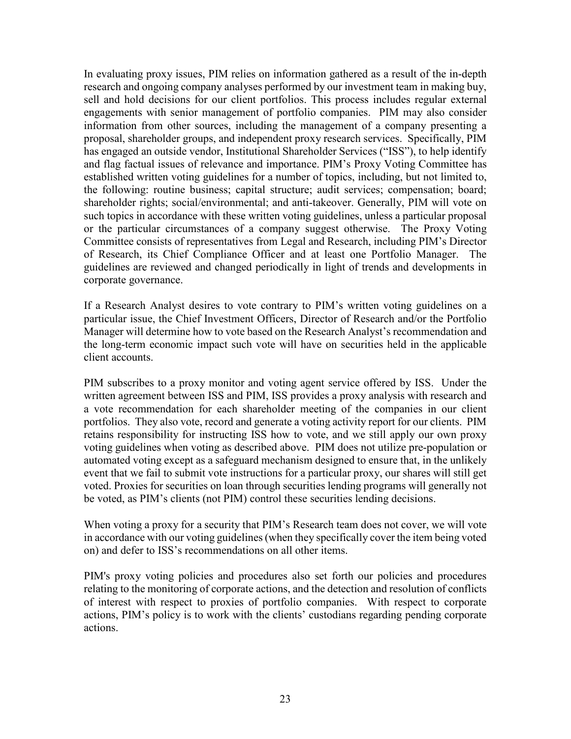In evaluating proxy issues, PIM relies on information gathered as a result of the in-depth research and ongoing company analyses performed by our investment team in making buy, sell and hold decisions for our client portfolios. This process includes regular external engagements with senior management of portfolio companies. PIM may also consider information from other sources, including the management of a company presenting a proposal, shareholder groups, and independent proxy research services. Specifically, PIM has engaged an outside vendor, Institutional Shareholder Services ("ISS"), to help identify and flag factual issues of relevance and importance. PIM's Proxy Voting Committee has established written voting guidelines for a number of topics, including, but not limited to, the following: routine business; capital structure; audit services; compensation; board; shareholder rights; social/environmental; and anti-takeover. Generally, PIM will vote on such topics in accordance with these written voting guidelines, unless a particular proposal or the particular circumstances of a company suggest otherwise. The Proxy Voting Committee consists of representatives from Legal and Research, including PIM's Director of Research, its Chief Compliance Officer and at least one Portfolio Manager. The guidelines are reviewed and changed periodically in light of trends and developments in corporate governance.

If a Research Analyst desires to vote contrary to PIM's written voting guidelines on a particular issue, the Chief Investment Officers, Director of Research and/or the Portfolio Manager will determine how to vote based on the Research Analyst's recommendation and the long-term economic impact such vote will have on securities held in the applicable client accounts.

PIM subscribes to a proxy monitor and voting agent service offered by ISS. Under the written agreement between ISS and PIM, ISS provides a proxy analysis with research and a vote recommendation for each shareholder meeting of the companies in our client portfolios. They also vote, record and generate a voting activity report for our clients. PIM retains responsibility for instructing ISS how to vote, and we still apply our own proxy voting guidelines when voting as described above. PIM does not utilize pre-population or automated voting except as a safeguard mechanism designed to ensure that, in the unlikely event that we fail to submit vote instructions for a particular proxy, our shares will still get voted. Proxies for securities on loan through securities lending programs will generally not be voted, as PIM's clients (not PIM) control these securities lending decisions.

When voting a proxy for a security that PIM's Research team does not cover, we will vote in accordance with our voting guidelines (when they specifically cover the item being voted on) and defer to ISS's recommendations on all other items.

PIM's proxy voting policies and procedures also set forth our policies and procedures relating to the monitoring of corporate actions, and the detection and resolution of conflicts of interest with respect to proxies of portfolio companies. With respect to corporate actions, PIM's policy is to work with the clients' custodians regarding pending corporate actions.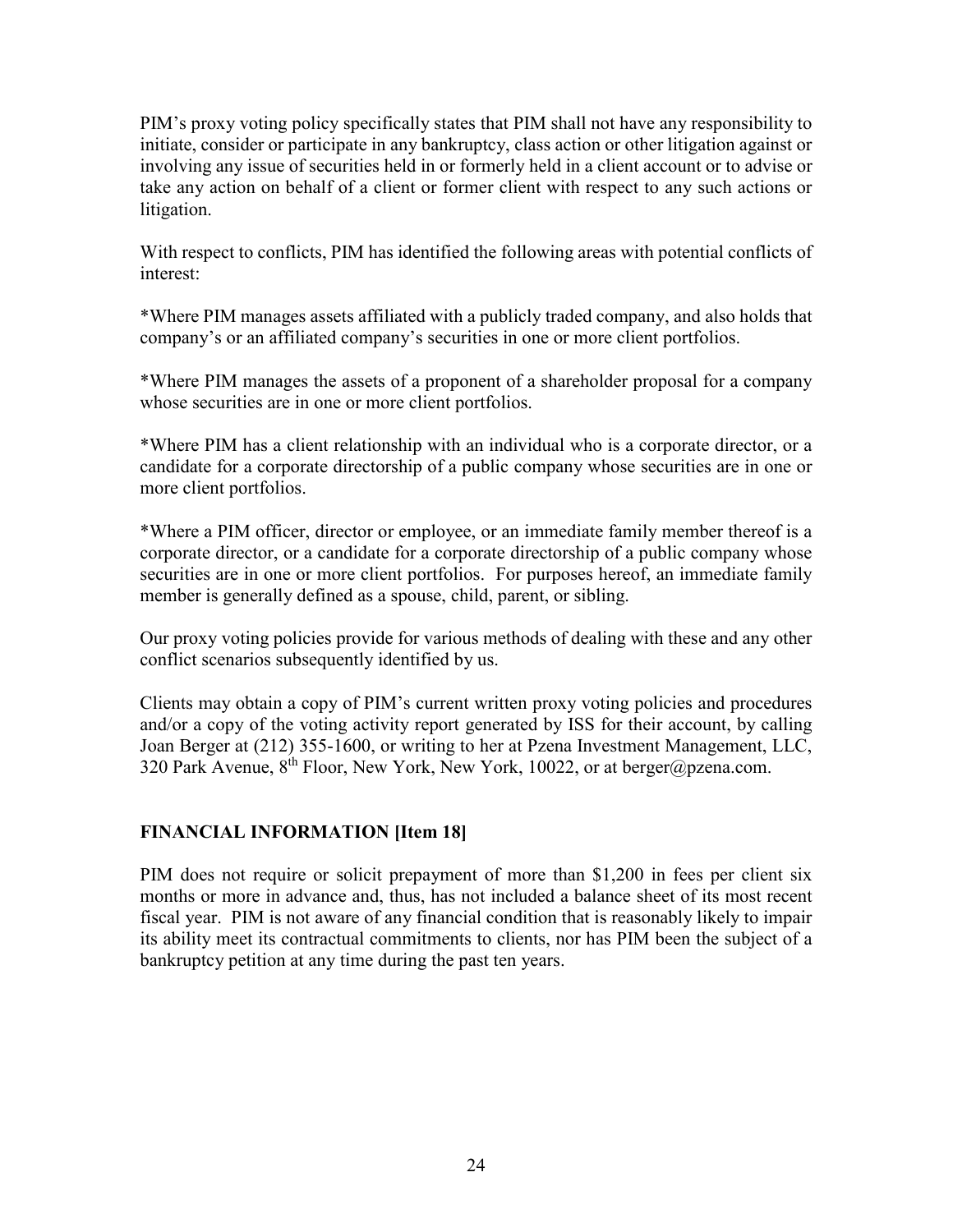PIM's proxy voting policy specifically states that PIM shall not have any responsibility to initiate, consider or participate in any bankruptcy, class action or other litigation against or involving any issue of securities held in or formerly held in a client account or to advise or take any action on behalf of a client or former client with respect to any such actions or litigation.

With respect to conflicts, PIM has identified the following areas with potential conflicts of interest:

*Where PIM manages assets affiliated with a publicly traded company, and also holds that company's or an affiliated company's securities in one or more client portfolios.

*Where PIM manages the assets of a proponent of a shareholder proposal for a company whose securities are in one or more client portfolios.

*Where PIM has a client relationship with an individual who is a corporate director, or a candidate for a corporate directorship of a public company whose securities are in one or more client portfolios.

*Where a PIM officer, director or employee, or an immediate family member thereof is a corporate director, or a candidate for a corporate directorship of a public company whose securities are in one or more client portfolios. For purposes hereof, an immediate family member is generally defined as a spouse, child, parent, or sibling.

Our proxy voting policies provide for various methods of dealing with these and any other conflict scenarios subsequently identified by us.

Clients may obtain a copy of PIM's current written proxy voting policies and procedures and/or a copy of the voting activity report generated by ISS for their account, by calling Joan Berger at (212) 355-1600, or writing to her at Pzena Investment Management, LLC, 320 Park Avenue, 8th Floor, New York, New York, 10022, or at berger@pzena.com.

## FINANCIAL INFORMATION [Item 18]

PIM does not require or solicit prepayment of more than $1,200 in fees per client six months or more in advance and, thus, has not included a balance sheet of its most recent fiscal year. PIM is not aware of any financial condition that is reasonably likely to impair its ability meet its contractual commitments to clients, nor has PIM been the subject of a bankruptcy petition at any time during the past ten years.